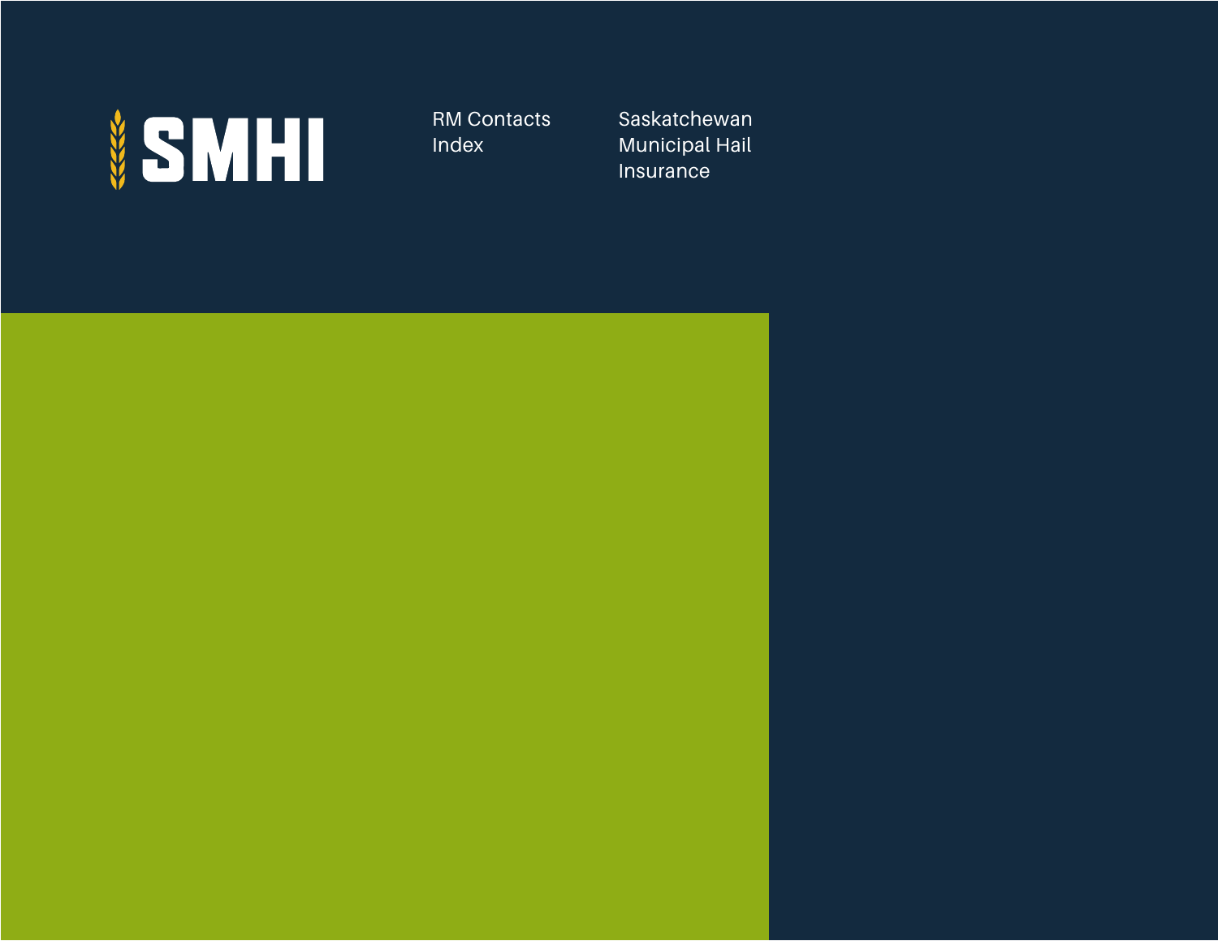# SMHI

RM Contacts Index

Saskatchewan Municipal Hail Insurance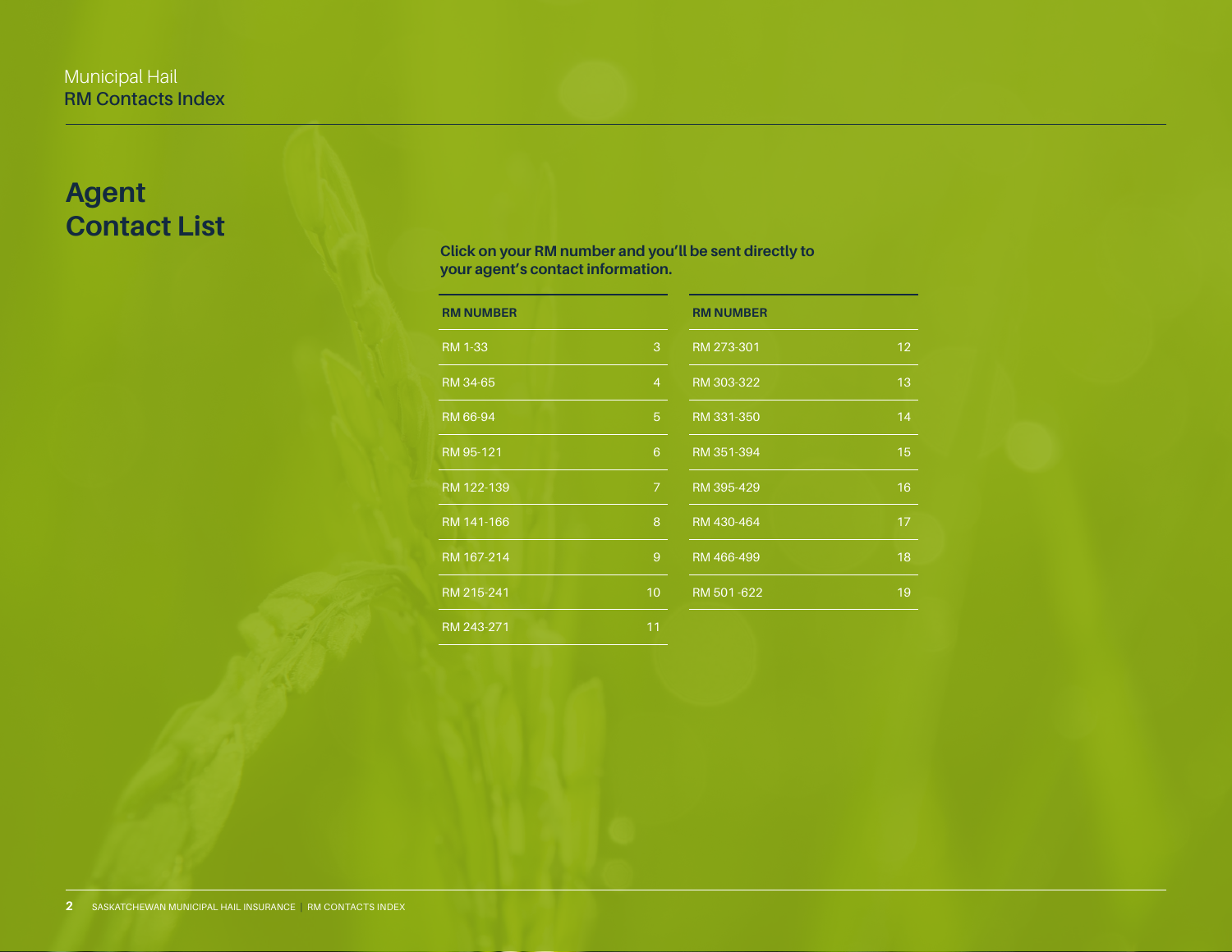Municipal Hail
RM Contacts Index

# Agent Contact List

**Click on your RM number and you'll be sent directly to your agent's contact information.**

| RM NUMBER | |
|---|---|
| RM 1-33 | 3 |
| RM 34-65 | 4 |
| RM 66-94 | 5 |
| RM 95-121 | 6 |
| RM 122-139 | 7 |
| RM 141-166 | 8 |
| RM 167-214 | 9 |
| RM 215-241 | 10 |
| RM 243-271 | 11 |

| RM NUMBER | |
|---|---|
| RM 273-301 | 12 |
| RM 303-322 | 13 |
| RM 331-350 | 14 |
| RM 351-394 | 15 |
| RM 395-429 | 16 |
| RM 430-464 | 17 |
| RM 466-499 | 18 |
| RM 501 -622 | 19 |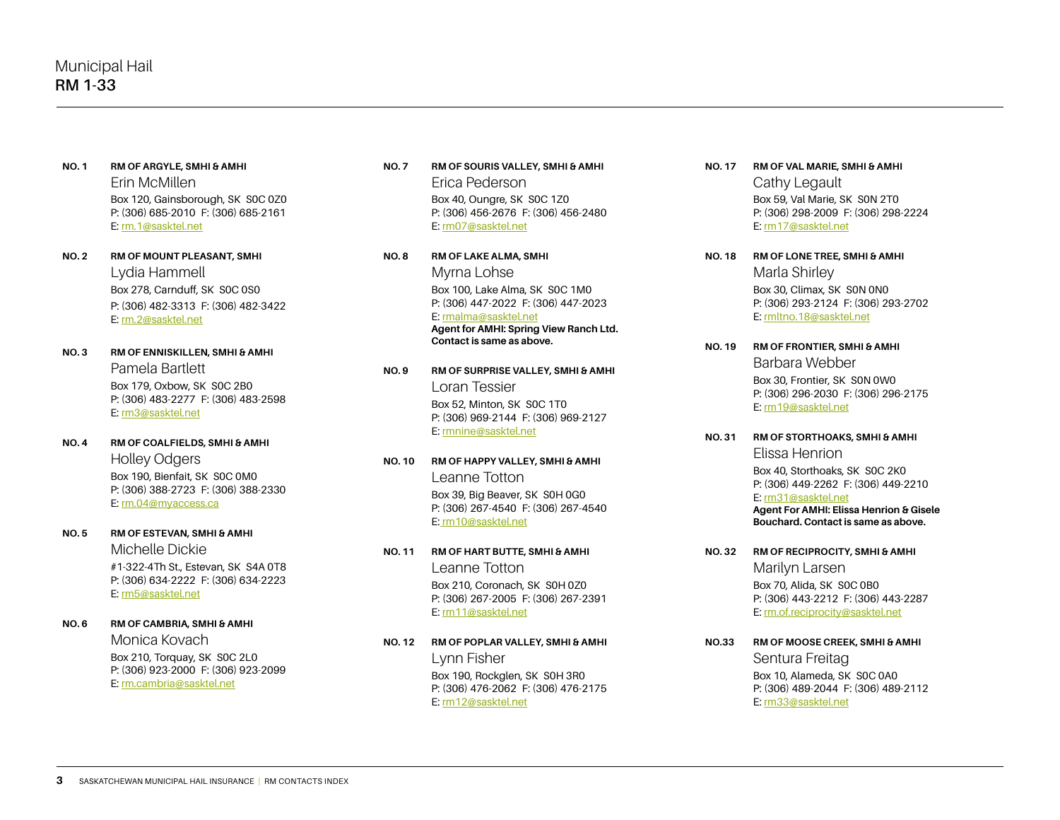# Municipal Hail
## RM 1-33

**NO. 1** **RM OF ARGYLE, SMHI & AMHI**
Erin McMillen
Box 120, Gainsborough, SK S0C 0Z0
P: (306) 685-2010 F: (306) 685-2161
E: rm.1@sasktel.net

**NO. 2** **RM OF MOUNT PLEASANT, SMHI**
Lydia Hammell
Box 278, Carnduff, SK S0C 0S0
P: (306) 482-3313 F: (306) 482-3422
E: rm.2@sasktel.net

**NO. 3** **RM OF ENNISKILLEN, SMHI & AMHI**
Pamela Bartlett
Box 179, Oxbow, SK S0C 2B0
P: (306) 483-2277 F: (306) 483-2598
E: rm3@sasktel.net

**NO. 4** **RM OF COALFIELDS, SMHI & AMHI**
Holley Odgers
Box 190, Bienfait, SK S0C 0M0
P: (306) 388-2723 F: (306) 388-2330
E: rm.04@myaccess.ca

**NO. 5** **RM OF ESTEVAN, SMHI & AMHI**
Michelle Dickie
#1-322-4Th St., Estevan, SK S4A 0T8
P: (306) 634-2222 F: (306) 634-2223
E: rm5@sasktel.net

**NO. 6** **RM OF CAMBRIA, SMHI & AMHI**
Monica Kovach
Box 210, Torquay, SK S0C 2L0
P: (306) 923-2000 F: (306) 923-2099
E: rm.cambria@sasktel.net

**NO. 7** **RM OF SOURIS VALLEY, SMHI & AMHI**
Erica Pederson
Box 40, Oungre, SK S0C 1Z0
P: (306) 456-2676 F: (306) 456-2480
E: rm07@sasktel.net

**NO. 8** **RM OF LAKE ALMA, SMHI**
Myrna Lohse
Box 100, Lake Alma, SK S0C 1M0
P: (306) 447-2022 F: (306) 447-2023
E: rmalma@sasktel.net
**Agent for AMHI: Spring View Ranch Ltd. Contact is same as above.**

**NO. 9** **RM OF SURPRISE VALLEY, SMHI & AMHI**
Loran Tessier
Box 52, Minton, SK S0C 1T0
P: (306) 969-2144 F: (306) 969-2127
E: rmnine@sasktel.net

**NO. 10** **RM OF HAPPY VALLEY, SMHI & AMHI**
Leanne Totton
Box 39, Big Beaver, SK S0H 0G0
P: (306) 267-4540 F: (306) 267-4540
E: rm10@sasktel.net

**NO. 11** **RM OF HART BUTTE, SMHI & AMHI**
Leanne Totton
Box 210, Coronach, SK S0H 0Z0
P: (306) 267-2005 F: (306) 267-2391
E: rm11@sasktel.net

**NO. 12** **RM OF POPLAR VALLEY, SMHI & AMHI**
Lynn Fisher
Box 190, Rockglen, SK S0H 3R0
P: (306) 476-2062 F: (306) 476-2175
E: rm12@sasktel.net

**NO. 17** **RM OF VAL MARIE, SMHI & AMHI**
Cathy Legault
Box 59, Val Marie, SK S0N 2T0
P: (306) 298-2009 F: (306) 298-2224
E: rm17@sasktel.net

**NO. 18** **RM OF LONE TREE, SMHI & AMHI**
Marla Shirley
Box 30, Climax, SK S0N 0N0
P: (306) 293-2124 F: (306) 293-2702
E: rmltno.18@sasktel.net

**NO. 19** **RM OF FRONTIER, SMHI & AMHI**
Barbara Webber
Box 30, Frontier, SK S0N 0W0
P: (306) 296-2030 F: (306) 296-2175
E: rm19@sasktel.net

**NO. 31** **RM OF STORTHOAKS, SMHI & AMHI**
Elissa Henrion
Box 40, Storthoaks, SK S0C 2K0
P: (306) 449-2262 F: (306) 449-2210
E: rm31@sasktel.net
**Agent For AMHI: Elissa Henrion & Gisele Bouchard. Contact is same as above.**

**NO. 32** **RM OF RECIPROCITY, SMHI & AMHI**
Marilyn Larsen
Box 70, Alida, SK S0C 0B0
P: (306) 443-2212 F: (306) 443-2287
E: rm.of.reciprocity@sasktel.net

**NO.33** **RM OF MOOSE CREEK, SMHI & AMHI**
Sentura Freitag
Box 10, Alameda, SK S0C 0A0
P: (306) 489-2044 F: (306) 489-2112
E: rm33@sasktel.net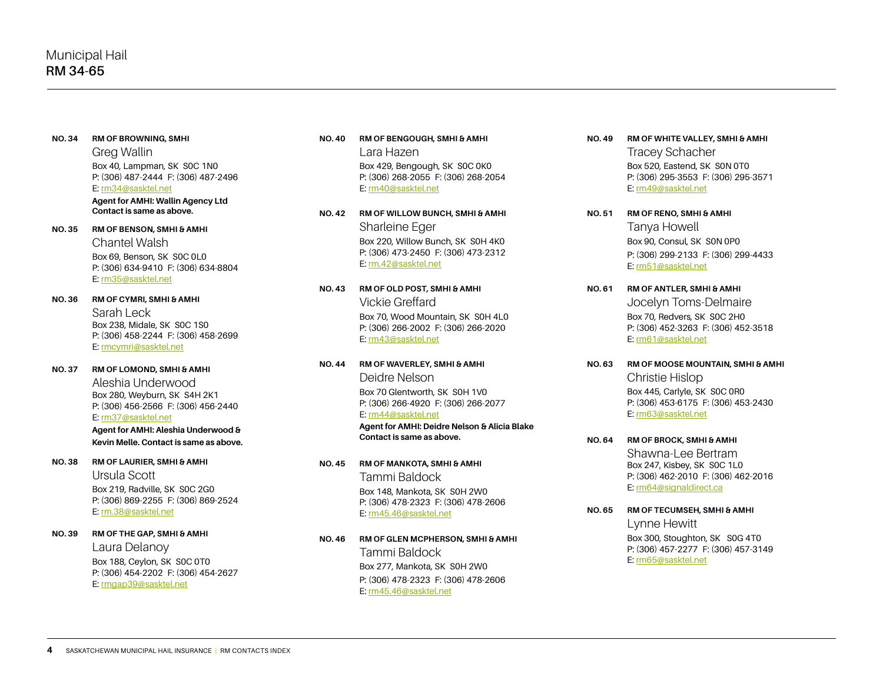Municipal Hail
**RM 34-65**

**NO. 34** **RM OF BROWNING, SMHI**
Greg Wallin
Box 40, Lampman, SK S0C 1N0
P: (306) 487-2444 F: (306) 487-2496
E: rm34@sasktel.net
**Agent for AMHI: Wallin Agency Ltd**
**Contact is same as above.**

**NO. 35** **RM OF BENSON, SMHI & AMHI**
Chantel Walsh
Box 69, Benson, SK S0C 0L0
P: (306) 634-9410 F: (306) 634-8804
E: rm35@sasktel.net

**NO. 36** **RM OF CYMRI, SMHI & AMHI**
Sarah Leck
Box 238, Midale, SK S0C 1S0
P: (306) 458-2244 F: (306) 458-2699
E: rmcymri@sasktel.net

**NO. 37** **RM OF LOMOND, SMHI & AMHI**
Aleshia Underwood
Box 280, Weyburn, SK S4H 2K1
P: (306) 456-2566 F: (306) 456-2440
E: rm37@sasktel.net
**Agent for AMHI: Aleshia Underwood & Kevin Melle. Contact is same as above.**

**NO. 38** **RM OF LAURIER, SMHI & AMHI**
Ursula Scott
Box 219, Radville, SK S0C 2G0
P: (306) 869-2255 F: (306) 869-2524
E: rm.38@sasktel.net

**NO. 39** **RM OF THE GAP, SMHI & AMHI**
Laura Delanoy
Box 188, Ceylon, SK S0C 0T0
P: (306) 454-2202 F: (306) 454-2627
E: rmgap39@sasktel.net

**NO. 40** **RM OF BENGOUGH, SMHI & AMHI**
Lara Hazen
Box 429, Bengough, SK S0C 0K0
P: (306) 268-2055 F: (306) 268-2054
E: rm40@sasktel.net

**NO. 42** **RM OF WILLOW BUNCH, SMHI & AMHI**
Sharleine Eger
Box 220, Willow Bunch, SK S0H 4K0
P: (306) 473-2450 F: (306) 473-2312
E: rm.42@sasktel.net

**NO. 43** **RM OF OLD POST, SMHI & AMHI**
Vickie Greffard
Box 70, Wood Mountain, SK S0H 4L0
P: (306) 266-2002 F: (306) 266-2020
E: rm43@sasktel.net

**NO. 44** **RM OF WAVERLEY, SMHI & AMHI**
Deidre Nelson
Box 70 Glentworth, SK S0H 1V0
P: (306) 266-4920 F: (306) 266-2077
E: rm44@sasktel.net
**Agent for AMHI: Deidre Nelson & Alicia Blake**
**Contact is same as above.**

**NO. 45** **RM OF MANKOTA, SMHI & AMHI**
Tammi Baldock
Box 148, Mankota, SK S0H 2W0
P: (306) 478-2323 F: (306) 478-2606
E: rm45.46@sasktel.net

**NO. 46** **RM OF GLEN MCPHERSON, SMHI & AMHI**
Tammi Baldock
Box 277, Mankota, SK S0H 2W0
P: (306) 478-2323 F: (306) 478-2606
E: rm45.46@sasktel.net

**NO. 49** **RM OF WHITE VALLEY, SMHI & AMHI**
Tracey Schacher
Box 520, Eastend, SK S0N 0T0
P: (306) 295-3553 F: (306) 295-3571
E: rm49@sasktel.net

**NO. 51** **RM OF RENO, SMHI & AMHI**
Tanya Howell
Box 90, Consul, SK S0N 0P0
P: (306) 299-2133 F: (306) 299-4433
E: rm51@sasktel.net

**NO. 61** **RM OF ANTLER, SMHI & AMHI**
Jocelyn Toms-Delmaire
Box 70, Redvers, SK S0C 2H0
P: (306) 452-3263 F: (306) 452-3518
E: rm61@sasktel.net

**NO. 63** **RM OF MOOSE MOUNTAIN, SMHI & AMHI**
Christie Hislop
Box 445, Carlyle, SK S0C 0R0
P: (306) 453-6175 F: (306) 453-2430
E: rm63@sasktel.net

**NO. 64** **RM OF BROCK, SMHI & AMHI**
Shawna-Lee Bertram
Box 247, Kisbey, SK S0C 1L0
P: (306) 462-2010 F: (306) 462-2016
E: rm64@signaldirect.ca

**NO. 65** **RM OF TECUMSEH, SMHI & AMHI**
Lynne Hewitt
Box 300, Stoughton, SK S0G 4T0
P: (306) 457-2277 F: (306) 457-3149
E: rm65@sasktel.net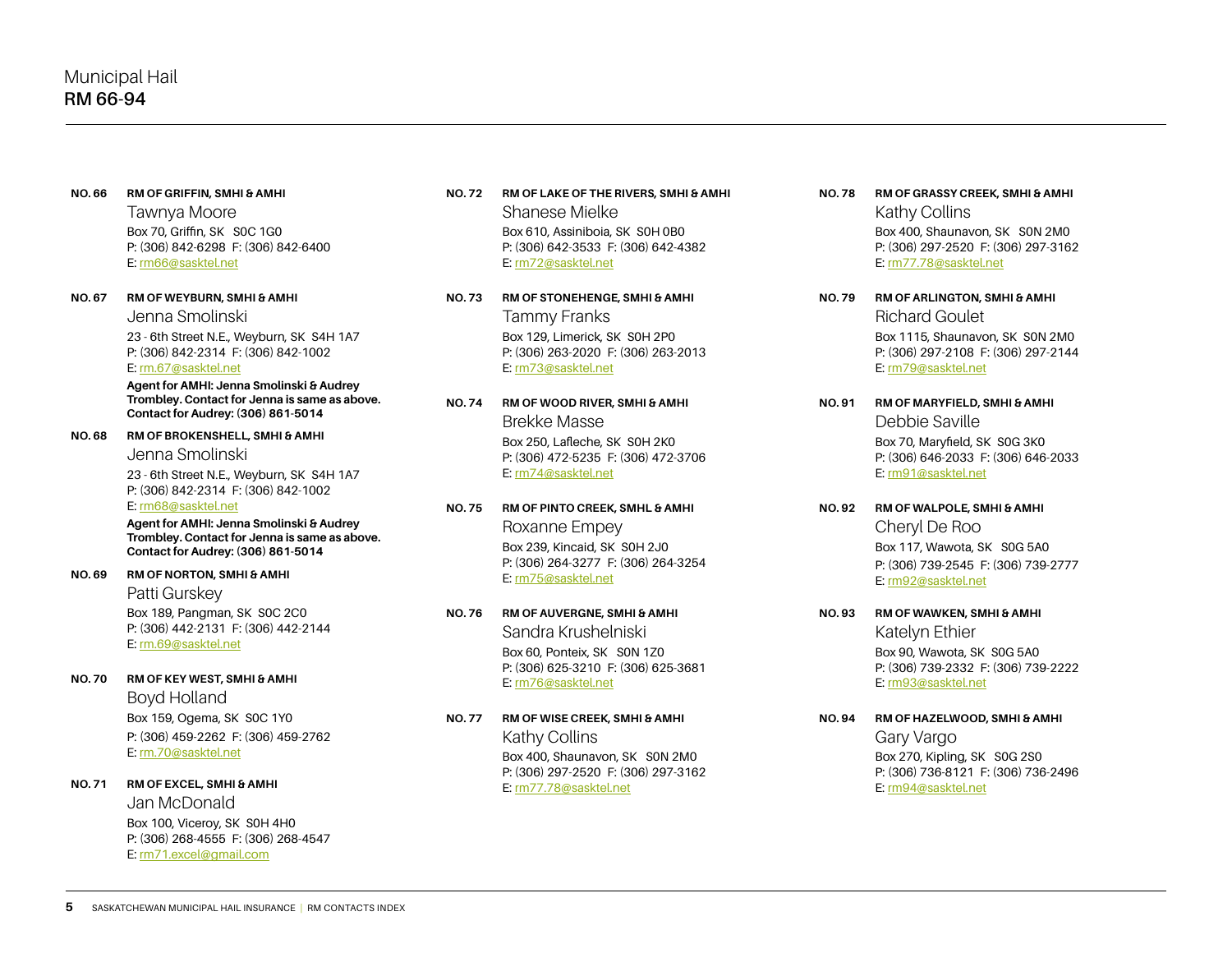# Municipal Hail
## RM 66-94

**NO. 66** **RM OF GRIFFIN, SMHI & AMHI**
Tawnya Moore
Box 70, Griffin, SK S0C 1G0
P: (306) 842-6298 F: (306) 842-6400
E: rm66@sasktel.net

**NO. 67** **RM OF WEYBURN, SMHI & AMHI**
Jenna Smolinski
23 - 6th Street N.E., Weyburn, SK S4H 1A7
P: (306) 842-2314 F: (306) 842-1002
E: rm.67@sasktel.net
**Agent for AMHI: Jenna Smolinski & Audrey Trombley. Contact for Jenna is same as above. Contact for Audrey: (306) 861-5014**

**NO. 68** **RM OF BROKENSHELL, SMHI & AMHI**
Jenna Smolinski
23 - 6th Street N.E., Weyburn, SK S4H 1A7
P: (306) 842-2314 F: (306) 842-1002
E: rm68@sasktel.net
**Agent for AMHI: Jenna Smolinski & Audrey Trombley. Contact for Jenna is same as above. Contact for Audrey: (306) 861-5014**

**NO. 69** **RM OF NORTON, SMHI & AMHI**
Patti Gurskey
Box 189, Pangman, SK S0C 2C0
P: (306) 442-2131 F: (306) 442-2144
E: rm.69@sasktel.net

**NO. 70** **RM OF KEY WEST, SMHI & AMHI**
Boyd Holland
Box 159, Ogema, SK S0C 1Y0
P: (306) 459-2262 F: (306) 459-2762
E: rm.70@sasktel.net

**NO. 71** **RM OF EXCEL, SMHI & AMHI**
Jan McDonald
Box 100, Viceroy, SK S0H 4H0
P: (306) 268-4555 F: (306) 268-4547
E: rm71.excel@gmail.com

**NO. 72** **RM OF LAKE OF THE RIVERS, SMHI & AMHI**
Shanese Mielke
Box 610, Assiniboia, SK S0H 0B0
P: (306) 642-3533 F: (306) 642-4382
E: rm72@sasktel.net

**NO. 73** **RM OF STONEHENGE, SMHI & AMHI**
Tammy Franks
Box 129, Limerick, SK S0H 2P0
P: (306) 263-2020 F: (306) 263-2013
E: rm73@sasktel.net

**NO. 74** **RM OF WOOD RIVER, SMHI & AMHI**
Brekke Masse
Box 250, Lafleche, SK S0H 2K0
P: (306) 472-5235 F: (306) 472-3706
E: rm74@sasktel.net

**NO. 75** **RM OF PINTO CREEK, SMHL & AMHI**
Roxanne Empey
Box 239, Kincaid, SK S0H 2J0
P: (306) 264-3277 F: (306) 264-3254
E: rm75@sasktel.net

**NO. 76** **RM OF AUVERGNE, SMHI & AMHI**
Sandra Krushelniski
Box 60, Ponteix, SK S0N 1Z0
P: (306) 625-3210 F: (306) 625-3681
E: rm76@sasktel.net

**NO. 77** **RM OF WISE CREEK, SMHI & AMHI**
Kathy Collins
Box 400, Shaunavon, SK S0N 2M0
P: (306) 297-2520 F: (306) 297-3162
E: rm77.78@sasktel.net

**NO. 78** **RM OF GRASSY CREEK, SMHI & AMHI**
Kathy Collins
Box 400, Shaunavon, SK S0N 2M0
P: (306) 297-2520 F: (306) 297-3162
E: rm77.78@sasktel.net

**NO. 79** **RM OF ARLINGTON, SMHI & AMHI**
Richard Goulet
Box 1115, Shaunavon, SK S0N 2M0
P: (306) 297-2108 F: (306) 297-2144
E: rm79@sasktel.net

**NO. 91** **RM OF MARYFIELD, SMHI & AMHI**
Debbie Saville
Box 70, Maryfield, SK S0G 3K0
P: (306) 646-2033 F: (306) 646-2033
E: rm91@sasktel.net

**NO. 92** **RM OF WALPOLE, SMHI & AMHI**
Cheryl De Roo
Box 117, Wawota, SK S0G 5A0
P: (306) 739-2545 F: (306) 739-2777
E: rm92@sasktel.net

**NO. 93** **RM OF WAWKEN, SMHI & AMHI**
Katelyn Ethier
Box 90, Wawota, SK S0G 5A0
P: (306) 739-2332 F: (306) 739-2222
E: rm93@sasktel.net

**NO. 94** **RM OF HAZELWOOD, SMHI & AMHI**
Gary Vargo
Box 270, Kipling, SK S0G 2S0
P: (306) 736-8121 F: (306) 736-2496
E: rm94@sasktel.net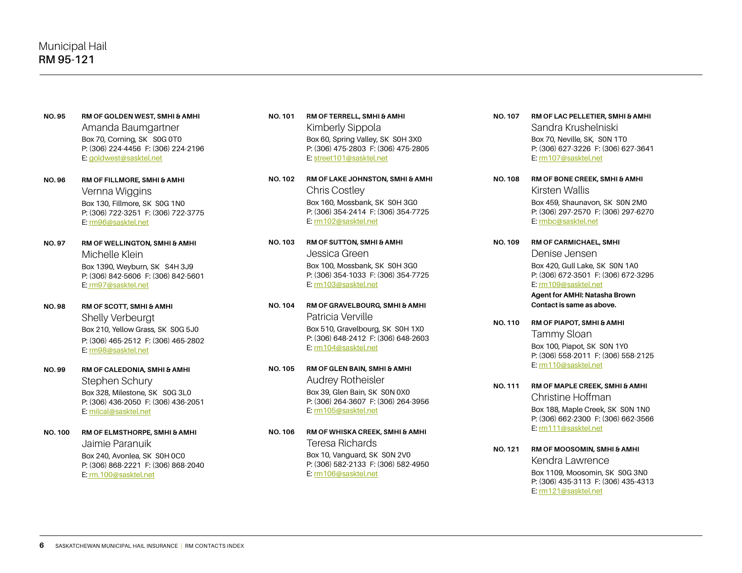Municipal Hail
**RM 95-121**

**NO. 95** **RM OF GOLDEN WEST, SMHI & AMHI**
Amanda Baumgartner
Box 70, Corning, SK S0G 0T0
P: (306) 224-4456 F: (306) 224-2196
E: goldwest@sasktel.net

**NO. 96** **RM OF FILLMORE, SMHI & AMHI**
Vernna Wiggins
Box 130, Fillmore, SK S0G 1N0
P: (306) 722-3251 F: (306) 722-3775
E: rm96@sasktel.net

**NO. 97** **RM OF WELLINGTON, SMHI & AMHI**
Michelle Klein
Box 1390, Weyburn, SK S4H 3J9
P: (306) 842-5606 F: (306) 842-5601
E: rm97@sasktel.net

**NO. 98** **RM OF SCOTT, SMHI & AMHI**
Shelly Verbeurgt
Box 210, Yellow Grass, SK S0G 5J0
P: (306) 465-2512 F: (306) 465-2802
E: rm98@sasktel.net

**NO. 99** **RM OF CALEDONIA, SMHI & AMHI**
Stephen Schury
Box 328, Milestone, SK S0G 3L0
P: (306) 436-2050 F: (306) 436-2051
E: milcal@sasktel.net

**NO. 100** **RM OF ELMSTHORPE, SMHI & AMHI**
Jaimie Paranuik
Box 240, Avonlea, SK S0H 0C0
P: (306) 868-2221 F: (306) 868-2040
E: rm.100@sasktel.net

**NO. 101** **RM OF TERRELL, SMHI & AMHI**
Kimberly Sippola
Box 60, Spring Valley, SK S0H 3X0
P: (306) 475-2803 F: (306) 475-2805
E: street101@sasktel.net

**NO. 102** **RM OF LAKE JOHNSTON, SMHI & AMHI**
Chris Costley
Box 160, Mossbank, SK S0H 3G0
P: (306) 354-2414 F: (306) 354-7725
E: rm102@sasktel.net

**NO. 103** **RM OF SUTTON, SMHI & AMHI**
Jessica Green
Box 100, Mossbank, SK S0H 3G0
P: (306) 354-1033 F: (306) 354-7725
E: rm103@sasktel.net

**NO. 104** **RM OF GRAVELBOURG, SMHI & AMHI**
Patricia Verville
Box 510, Gravelbourg, SK S0H 1X0
P: (306) 648-2412 F: (306) 648-2603
E: rm104@sasktel.net

**NO. 105** **RM OF GLEN BAIN, SMHI & AMHI**
Audrey Rotheisler
Box 39, Glen Bain, SK S0N 0X0
P: (306) 264-3607 F: (306) 264-3956
E: rm105@sasktel.net

**NO. 106** **RM OF WHISKA CREEK, SMHI & AMHI**
Teresa Richards
Box 10, Vanguard, SK S0N 2V0
P: (306) 582-2133 F: (306) 582-4950
E: rm106@sasktel.net

**NO. 107** **RM OF LAC PELLETIER, SMHI & AMHI**
Sandra Krushelniski
Box 70, Neville, SK, S0N 1T0
P: (306) 627-3226 F: (306) 627-3641
E: rm107@sasktel.net

**NO. 108** **RM OF BONE CREEK, SMHI & AMHI**
Kirsten Wallis
Box 459, Shaunavon, SK S0N 2M0
P: (306) 297-2570 F: (306) 297-6270
E: rmbc@sasktel.net

**NO. 109** **RM OF CARMICHAEL, SMHI**
Denise Jensen
Box 420, Gull Lake, SK S0N 1A0
P: (306) 672-3501 F: (306) 672-3295
E: rm109@sasktel.net
**Agent for AMHI: Natasha Brown**
**Contact is same as above.**

**NO. 110** **RM OF PIAPOT, SMHI & AMHI**
Tammy Sloan
Box 100, Piapot, SK S0N 1Y0
P: (306) 558-2011 F: (306) 558-2125
E: rm110@sasktel.net

**NO. 111** **RM OF MAPLE CREEK, SMHI & AMHI**
Christine Hoffman
Box 188, Maple Creek, SK S0N 1N0
P: (306) 662-2300 F: (306) 662-3566
E: rm111@sasktel.net

**NO. 121** **RM OF MOOSOMIN, SMHI & AMHI**
Kendra Lawrence
Box 1109, Moosomin, SK S0G 3N0
P: (306) 435-3113 F: (306) 435-4313
E: rm121@sasktel.net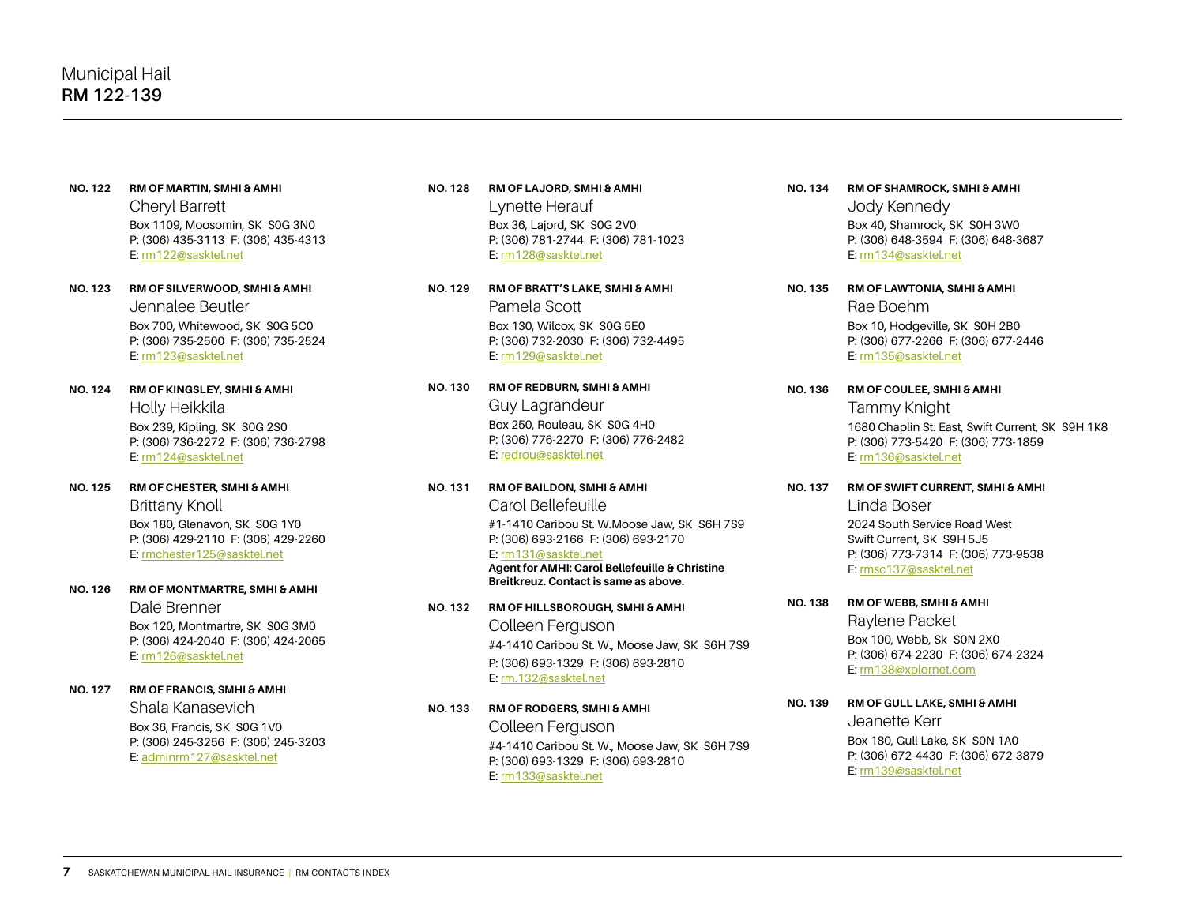# Municipal Hail
## RM 122-139

**NO. 122** **RM OF MARTIN, SMHI & AMHI**
Cheryl Barrett
Box 1109, Moosomin, SK S0G 3N0
P: (306) 435-3113 F: (306) 435-4313
E: rm122@sasktel.net

**NO. 123** **RM OF SILVERWOOD, SMHI & AMHI**
Jennalee Beutler
Box 700, Whitewood, SK S0G 5C0
P: (306) 735-2500 F: (306) 735-2524
E: rm123@sasktel.net

**NO. 124** **RM OF KINGSLEY, SMHI & AMHI**
Holly Heikkila
Box 239, Kipling, SK S0G 2S0
P: (306) 736-2272 F: (306) 736-2798
E: rm124@sasktel.net

**NO. 125** **RM OF CHESTER, SMHI & AMHI**
Brittany Knoll
Box 180, Glenavon, SK S0G 1Y0
P: (306) 429-2110 F: (306) 429-2260
E: rmchester125@sasktel.net

**NO. 126** **RM OF MONTMARTRE, SMHI & AMHI**
Dale Brenner
Box 120, Montmartre, SK S0G 3M0
P: (306) 424-2040 F: (306) 424-2065
E: rm126@sasktel.net

**NO. 127** **RM OF FRANCIS, SMHI & AMHI**
Shala Kanasevich
Box 36, Francis, SK S0G 1V0
P: (306) 245-3256 F: (306) 245-3203
E: adminrm127@sasktel.net

**NO. 128** **RM OF LAJORD, SMHI & AMHI**
Lynette Herauf
Box 36, Lajord, SK S0G 2V0
P: (306) 781-2744 F: (306) 781-1023
E: rm128@sasktel.net

**NO. 129** **RM OF BRATT'S LAKE, SMHI & AMHI**
Pamela Scott
Box 130, Wilcox, SK S0G 5E0
P: (306) 732-2030 F: (306) 732-4495
E: rm129@sasktel.net

**NO. 130** **RM OF REDBURN, SMHI & AMHI**
Guy Lagrandeur
Box 250, Rouleau, SK S0G 4H0
P: (306) 776-2270 F: (306) 776-2482
E: redrou@sasktel.net

**NO. 131** **RM OF BAILDON, SMHI & AMHI**
Carol Bellefeuille
#1-1410 Caribou St. W.Moose Jaw, SK S6H 7S9
P: (306) 693-2166 F: (306) 693-2170
E: rm131@sasktel.net
**Agent for AMHI: Carol Bellefeuille & Christine Breitkreuz. Contact is same as above.**

**NO. 132** **RM OF HILLSBOROUGH, SMHI & AMHI**
Colleen Ferguson
#4-1410 Caribou St. W., Moose Jaw, SK S6H 7S9
P: (306) 693-1329 F: (306) 693-2810
E: rm.132@sasktel.net

**NO. 133** **RM OF RODGERS, SMHI & AMHI**
Colleen Ferguson
#4-1410 Caribou St. W., Moose Jaw, SK S6H 7S9
P: (306) 693-1329 F: (306) 693-2810
E: rm133@sasktel.net

**NO. 134** **RM OF SHAMROCK, SMHI & AMHI**
Jody Kennedy
Box 40, Shamrock, SK S0H 3W0
P: (306) 648-3594 F: (306) 648-3687
E: rm134@sasktel.net

**NO. 135** **RM OF LAWTONIA, SMHI & AMHI**
Rae Boehm
Box 10, Hodgeville, SK S0H 2B0
P: (306) 677-2266 F: (306) 677-2446
E: rm135@sasktel.net

**NO. 136** **RM OF COULEE, SMHI & AMHI**
Tammy Knight
1680 Chaplin St. East, Swift Current, SK S9H 1K8
P: (306) 773-5420 F: (306) 773-1859
E: rm136@sasktel.net

**NO. 137** **RM OF SWIFT CURRENT, SMHI & AMHI**
Linda Boser
2024 South Service Road West
Swift Current, SK S9H 5J5
P: (306) 773-7314 F: (306) 773-9538
E: rmsc137@sasktel.net

**NO. 138** **RM OF WEBB, SMHI & AMHI**
Raylene Packet
Box 100, Webb, Sk S0N 2X0
P: (306) 674-2230 F: (306) 674-2324
E: rm138@xplornet.com

**NO. 139** **RM OF GULL LAKE, SMHI & AMHI**
Jeanette Kerr
Box 180, Gull Lake, SK S0N 1A0
P: (306) 672-4430 F: (306) 672-3879
E: rm139@sasktel.net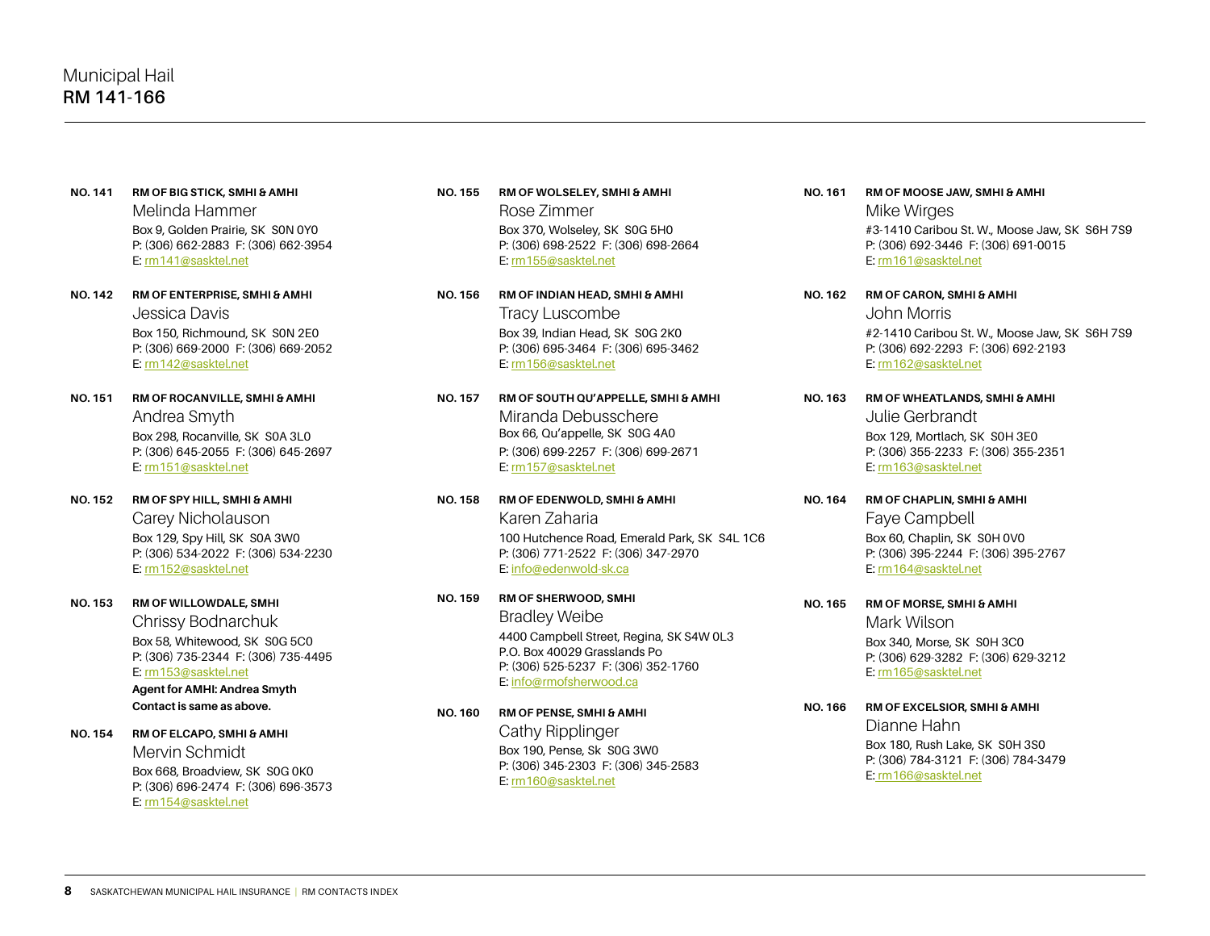Municipal Hail
**RM 141-166**

**NO. 141** **RM OF BIG STICK, SMHI & AMHI**
Melinda Hammer
Box 9, Golden Prairie, SK S0N 0Y0
P: (306) 662-2883 F: (306) 662-3954
E: rm141@sasktel.net

**NO. 142** **RM OF ENTERPRISE, SMHI & AMHI**
Jessica Davis
Box 150, Richmound, SK S0N 2E0
P: (306) 669-2000 F: (306) 669-2052
E: rm142@sasktel.net

**NO. 151** **RM OF ROCANVILLE, SMHI & AMHI**
Andrea Smyth
Box 298, Rocanville, SK S0A 3L0
P: (306) 645-2055 F: (306) 645-2697
E: rm151@sasktel.net

**NO. 152** **RM OF SPY HILL, SMHI & AMHI**
Carey Nicholauson
Box 129, Spy Hill, SK S0A 3W0
P: (306) 534-2022 F: (306) 534-2230
E: rm152@sasktel.net

**NO. 153** **RM OF WILLOWDALE, SMHI**
Chrissy Bodnarchuk
Box 58, Whitewood, SK S0G 5C0
P: (306) 735-2344 F: (306) 735-4495
E: rm153@sasktel.net
**Agent for AMHI: Andrea Smyth**
**Contact is same as above.**

**NO. 154** **RM OF ELCAPO, SMHI & AMHI**
Mervin Schmidt
Box 668, Broadview, SK S0G 0K0
P: (306) 696-2474 F: (306) 696-3573
E: rm154@sasktel.net

**NO. 155** **RM OF WOLSELEY, SMHI & AMHI**
Rose Zimmer
Box 370, Wolseley, SK S0G 5H0
P: (306) 698-2522 F: (306) 698-2664
E: rm155@sasktel.net

**NO. 156** **RM OF INDIAN HEAD, SMHI & AMHI**
Tracy Luscombe
Box 39, Indian Head, SK S0G 2K0
P: (306) 695-3464 F: (306) 695-3462
E: rm156@sasktel.net

**NO. 157** **RM OF SOUTH QU'APPELLE, SMHI & AMHI**
Miranda Debusschere
Box 66, Qu'appelle, SK S0G 4A0
P: (306) 699-2257 F: (306) 699-2671
E: rm157@sasktel.net

**NO. 158** **RM OF EDENWOLD, SMHI & AMHI**
Karen Zaharia
100 Hutchence Road, Emerald Park, SK S4L 1C6
P: (306) 771-2522 F: (306) 347-2970
E: info@edenwold-sk.ca

**NO. 159** **RM OF SHERWOOD, SMHI**
Bradley Weibe
4400 Campbell Street, Regina, SK S4W 0L3
P.O. Box 40029 Grasslands Po
P: (306) 525-5237 F: (306) 352-1760
E: info@rmofsherwood.ca

**NO. 160** **RM OF PENSE, SMHI & AMHI**
Cathy Ripplinger
Box 190, Pense, Sk S0G 3W0
P: (306) 345-2303 F: (306) 345-2583
E: rm160@sasktel.net

**NO. 161** **RM OF MOOSE JAW, SMHI & AMHI**
Mike Wirges
#3-1410 Caribou St. W., Moose Jaw, SK S6H 7S9
P: (306) 692-3446 F: (306) 691-0015
E: rm161@sasktel.net

**NO. 162** **RM OF CARON, SMHI & AMHI**
John Morris
#2-1410 Caribou St. W., Moose Jaw, SK S6H 7S9
P: (306) 692-2293 F: (306) 692-2193
E: rm162@sasktel.net

**NO. 163** **RM OF WHEATLANDS, SMHI & AMHI**
Julie Gerbrandt
Box 129, Mortlach, SK S0H 3E0
P: (306) 355-2233 F: (306) 355-2351
E: rm163@sasktel.net

**NO. 164** **RM OF CHAPLIN, SMHI & AMHI**
Faye Campbell
Box 60, Chaplin, SK S0H 0V0
P: (306) 395-2244 F: (306) 395-2767
E: rm164@sasktel.net

**NO. 165** **RM OF MORSE, SMHI & AMHI**
Mark Wilson
Box 340, Morse, SK S0H 3C0
P: (306) 629-3282 F: (306) 629-3212
E: rm165@sasktel.net

**NO. 166** **RM OF EXCELSIOR, SMHI & AMHI**
Dianne Hahn
Box 180, Rush Lake, SK S0H 3S0
P: (306) 784-3121 F: (306) 784-3479
E: rm166@sasktel.net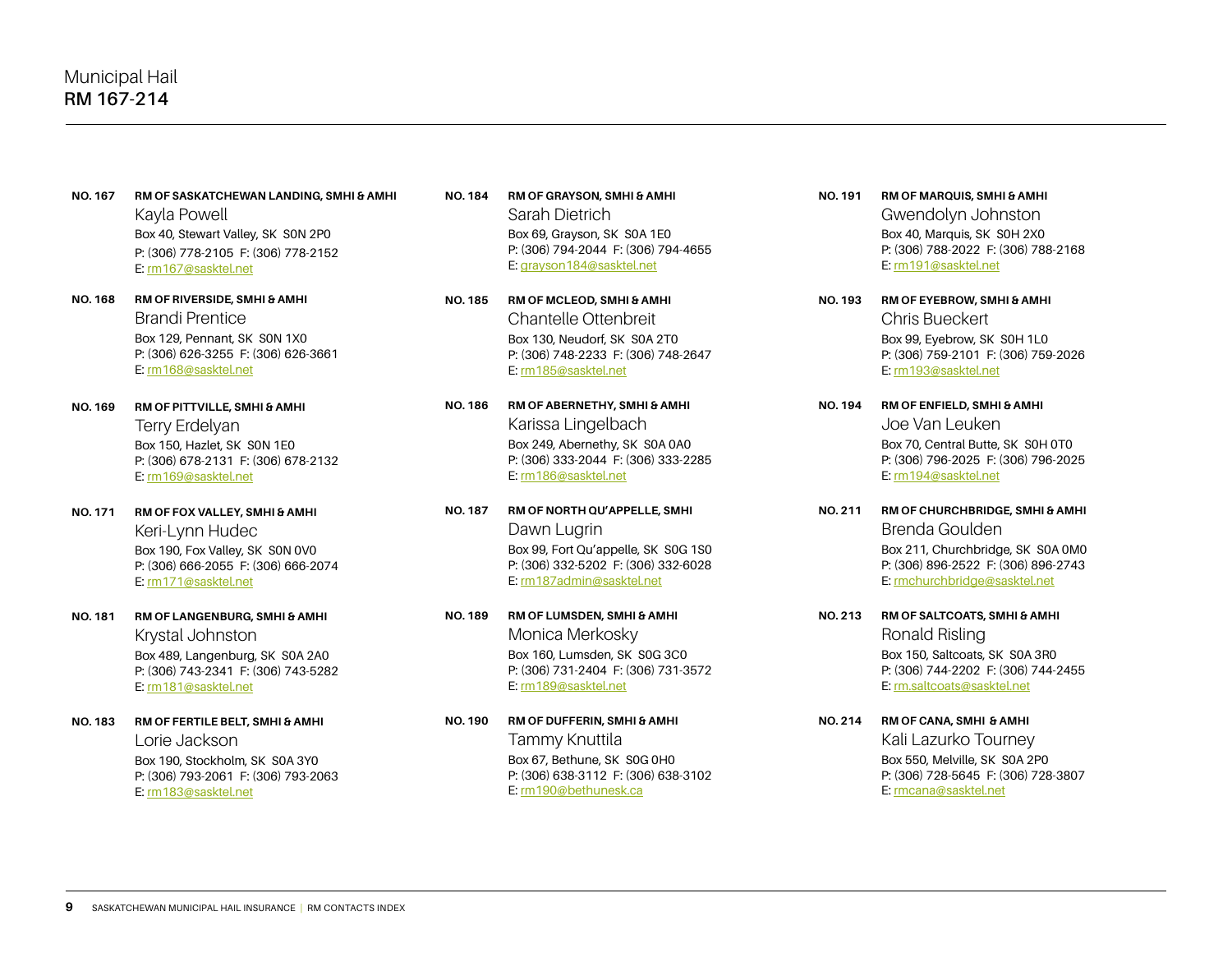# Municipal Hail
## RM 167-214

**NO. 167** **RM OF SASKATCHEWAN LANDING, SMHI & AMHI**
Kayla Powell
Box 40, Stewart Valley, SK S0N 2P0
P: (306) 778-2105 F: (306) 778-2152
E: rm167@sasktel.net

**NO. 168** **RM OF RIVERSIDE, SMHI & AMHI**
Brandi Prentice
Box 129, Pennant, SK S0N 1X0
P: (306) 626-3255 F: (306) 626-3661
E: rm168@sasktel.net

**NO. 169** **RM OF PITTVILLE, SMHI & AMHI**
Terry Erdelyan
Box 150, Hazlet, SK S0N 1E0
P: (306) 678-2131 F: (306) 678-2132
E: rm169@sasktel.net

**NO. 171** **RM OF FOX VALLEY, SMHI & AMHI**
Keri-Lynn Hudec
Box 190, Fox Valley, SK S0N 0V0
P: (306) 666-2055 F: (306) 666-2074
E: rm171@sasktel.net

**NO. 181** **RM OF LANGENBURG, SMHI & AMHI**
Krystal Johnston
Box 489, Langenburg, SK S0A 2A0
P: (306) 743-2341 F: (306) 743-5282
E: rm181@sasktel.net

**NO. 183** **RM OF FERTILE BELT, SMHI & AMHI**
Lorie Jackson
Box 190, Stockholm, SK S0A 3Y0
P: (306) 793-2061 F: (306) 793-2063
E: rm183@sasktel.net

**NO. 184** **RM OF GRAYSON, SMHI & AMHI**
Sarah Dietrich
Box 69, Grayson, SK S0A 1E0
P: (306) 794-2044 F: (306) 794-4655
E: grayson184@sasktel.net

**NO. 185** **RM OF MCLEOD, SMHI & AMHI**
Chantelle Ottenbreit
Box 130, Neudorf, SK S0A 2T0
P: (306) 748-2233 F: (306) 748-2647
E: rm185@sasktel.net

**NO. 186** **RM OF ABERNETHY, SMHI & AMHI**
Karissa Lingelbach
Box 249, Abernethy, SK S0A 0A0
P: (306) 333-2044 F: (306) 333-2285
E: rm186@sasktel.net

**NO. 187** **RM OF NORTH QU'APPELLE, SMHI**
Dawn Lugrin
Box 99, Fort Qu'appelle, SK S0G 1S0
P: (306) 332-5202 F: (306) 332-6028
E: rm187admin@sasktel.net

**NO. 189** **RM OF LUMSDEN, SMHI & AMHI**
Monica Merkosky
Box 160, Lumsden, SK S0G 3C0
P: (306) 731-2404 F: (306) 731-3572
E: rm189@sasktel.net

**NO. 190** **RM OF DUFFERIN, SMHI & AMHI**
Tammy Knuttila
Box 67, Bethune, SK S0G 0H0
P: (306) 638-3112 F: (306) 638-3102
E: rm190@bethunesk.ca

**NO. 191** **RM OF MARQUIS, SMHI & AMHI**
Gwendolyn Johnston
Box 40, Marquis, SK S0H 2X0
P: (306) 788-2022 F: (306) 788-2168
E: rm191@sasktel.net

**NO. 193** **RM OF EYEBROW, SMHI & AMHI**
Chris Bueckert
Box 99, Eyebrow, SK S0H 1L0
P: (306) 759-2101 F: (306) 759-2026
E: rm193@sasktel.net

**NO. 194** **RM OF ENFIELD, SMHI & AMHI**
Joe Van Leuken
Box 70, Central Butte, SK S0H 0T0
P: (306) 796-2025 F: (306) 796-2025
E: rm194@sasktel.net

**NO. 211** **RM OF CHURCHBRIDGE, SMHI & AMHI**
Brenda Goulden
Box 211, Churchbridge, SK S0A 0M0
P: (306) 896-2522 F: (306) 896-2743
E: rmchurchbridge@sasktel.net

**NO. 213** **RM OF SALTCOATS, SMHI & AMHI**
Ronald Risling
Box 150, Saltcoats, SK S0A 3R0
P: (306) 744-2202 F: (306) 744-2455
E: rm.saltcoats@sasktel.net

**NO. 214** **RM OF CANA, SMHI & AMHI**
Kali Lazurko Tourney
Box 550, Melville, SK S0A 2P0
P: (306) 728-5645 F: (306) 728-3807
E: rmcana@sasktel.net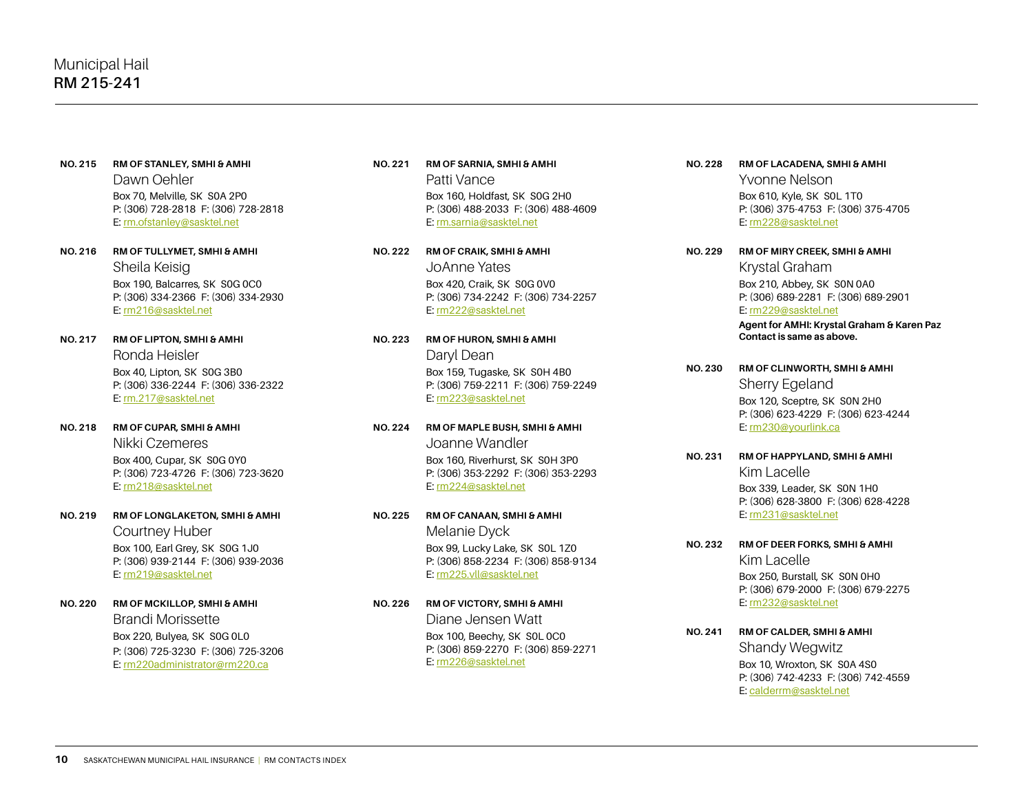# Municipal Hail
## RM 215-241

**NO. 215** **RM OF STANLEY, SMHI & AMHI**
Dawn Oehler
Box 70, Melville, SK S0A 2P0
P: (306) 728-2818 F: (306) 728-2818
E: rm.ofstanley@sasktel.net

**NO. 216** **RM OF TULLYMET, SMHI & AMHI**
Sheila Keisig
Box 190, Balcarres, SK S0G 0C0
P: (306) 334-2366 F: (306) 334-2930
E: rm216@sasktel.net

**NO. 217** **RM OF LIPTON, SMHI & AMHI**
Ronda Heisler
Box 40, Lipton, SK S0G 3B0
P: (306) 336-2244 F: (306) 336-2322
E: rm.217@sasktel.net

**NO. 218** **RM OF CUPAR, SMHI & AMHI**
Nikki Czemeres
Box 400, Cupar, SK S0G 0Y0
P: (306) 723-4726 F: (306) 723-3620
E: rm218@sasktel.net

**NO. 219** **RM OF LONGLAKETON, SMHI & AMHI**
Courtney Huber
Box 100, Earl Grey, SK S0G 1J0
P: (306) 939-2144 F: (306) 939-2036
E: rm219@sasktel.net

**NO. 220** **RM OF MCKILLOP, SMHI & AMHI**
Brandi Morissette
Box 220, Bulyea, SK S0G 0L0
P: (306) 725-3230 F: (306) 725-3206
E: rm220administrator@rm220.ca

**NO. 221** **RM OF SARNIA, SMHI & AMHI**
Patti Vance
Box 160, Holdfast, SK S0G 2H0
P: (306) 488-2033 F: (306) 488-4609
E: rm.sarnia@sasktel.net

**NO. 222** **RM OF CRAIK, SMHI & AMHI**
JoAnne Yates
Box 420, Craik, SK S0G 0V0
P: (306) 734-2242 F: (306) 734-2257
E: rm222@sasktel.net

**NO. 223** **RM OF HURON, SMHI & AMHI**
Daryl Dean
Box 159, Tugaske, SK S0H 4B0
P: (306) 759-2211 F: (306) 759-2249
E: rm223@sasktel.net

**NO. 224** **RM OF MAPLE BUSH, SMHI & AMHI**
Joanne Wandler
Box 160, Riverhurst, SK S0H 3P0
P: (306) 353-2292 F: (306) 353-2293
E: rm224@sasktel.net

**NO. 225** **RM OF CANAAN, SMHI & AMHI**
Melanie Dyck
Box 99, Lucky Lake, SK S0L 1Z0
P: (306) 858-2234 F: (306) 858-9134
E: rm225.vll@sasktel.net

**NO. 226** **RM OF VICTORY, SMHI & AMHI**
Diane Jensen Watt
Box 100, Beechy, SK S0L 0C0
P: (306) 859-2270 F: (306) 859-2271
E: rm226@sasktel.net

**NO. 228** **RM OF LACADENA, SMHI & AMHI**
Yvonne Nelson
Box 610, Kyle, SK S0L 1T0
P: (306) 375-4753 F: (306) 375-4705
E: rm228@sasktel.net

**NO. 229** **RM OF MIRY CREEK, SMHI & AMHI**
Krystal Graham
Box 210, Abbey, SK S0N 0A0
P: (306) 689-2281 F: (306) 689-2901
E: rm229@sasktel.net
**Agent for AMHI: Krystal Graham & Karen Paz**
**Contact is same as above.**

**NO. 230** **RM OF CLINWORTH, SMHI & AMHI**
Sherry Egeland
Box 120, Sceptre, SK S0N 2H0
P: (306) 623-4229 F: (306) 623-4244
E: rm230@yourlink.ca

**NO. 231** **RM OF HAPPYLAND, SMHI & AMHI**
Kim Lacelle
Box 339, Leader, SK S0N 1H0
P: (306) 628-3800 F: (306) 628-4228
E: rm231@sasktel.net

**NO. 232** **RM OF DEER FORKS, SMHI & AMHI**
Kim Lacelle
Box 250, Burstall, SK S0N 0H0
P: (306) 679-2000 F: (306) 679-2275
E: rm232@sasktel.net

**NO. 241** **RM OF CALDER, SMHI & AMHI**
Shandy Wegwitz
Box 10, Wroxton, SK S0A 4S0
P: (306) 742-4233 F: (306) 742-4559
E: calderrm@sasktel.net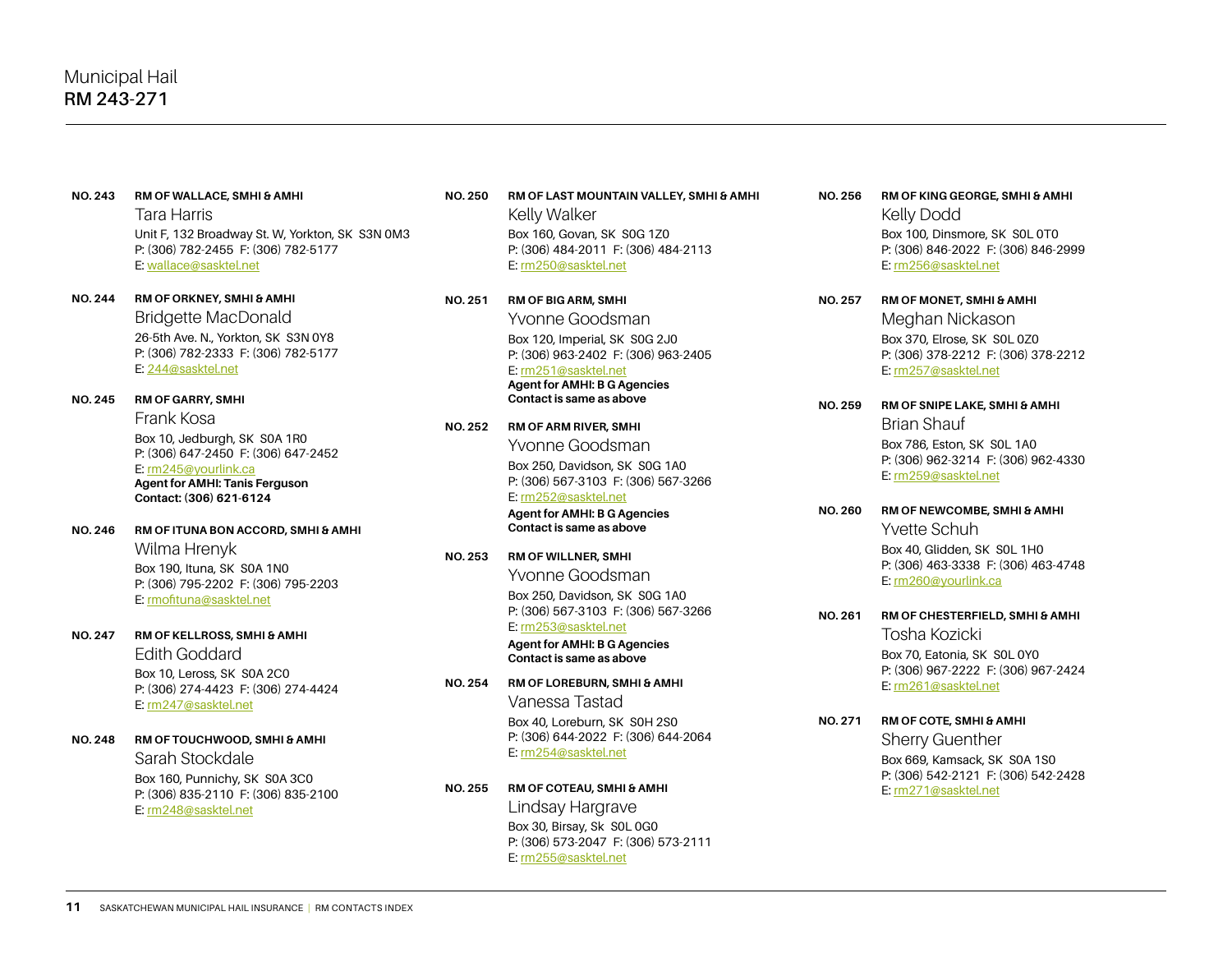# Municipal Hail
## RM 243-271

**NO. 243** **RM OF WALLACE, SMHI & AMHI**
Tara Harris
Unit F, 132 Broadway St. W, Yorkton, SK S3N 0M3
P: (306) 782-2455 F: (306) 782-5177
E: wallace@sasktel.net

**NO. 244** **RM OF ORKNEY, SMHI & AMHI**
Bridgette MacDonald
26-5th Ave. N., Yorkton, SK S3N 0Y8
P: (306) 782-2333 F: (306) 782-5177
E: 244@sasktel.net

**NO. 245** **RM OF GARRY, SMHI**
Frank Kosa
Box 10, Jedburgh, SK S0A 1R0
P: (306) 647-2450 F: (306) 647-2452
E: rm245@yourlink.ca
**Agent for AMHI: Tanis Ferguson**
**Contact: (306) 621-6124**

**NO. 246** **RM OF ITUNA BON ACCORD, SMHI & AMHI**
Wilma Hrenyk
Box 190, Ituna, SK S0A 1N0
P: (306) 795-2202 F: (306) 795-2203
E: rmofituna@sasktel.net

**NO. 247** **RM OF KELLROSS, SMHI & AMHI**
Edith Goddard
Box 10, Leross, SK S0A 2C0
P: (306) 274-4423 F: (306) 274-4424
E: rm247@sasktel.net

**NO. 248** **RM OF TOUCHWOOD, SMHI & AMHI**
Sarah Stockdale
Box 160, Punnichy, SK S0A 3C0
P: (306) 835-2110 F: (306) 835-2100
E: rm248@sasktel.net

**NO. 250** **RM OF LAST MOUNTAIN VALLEY, SMHI & AMHI**
Kelly Walker
Box 160, Govan, SK S0G 1Z0
P: (306) 484-2011 F: (306) 484-2113
E: rm250@sasktel.net

**NO. 251** **RM OF BIG ARM, SMHI**
Yvonne Goodsman
Box 120, Imperial, SK S0G 2J0
P: (306) 963-2402 F: (306) 963-2405
E: rm251@sasktel.net
**Agent for AMHI: B G Agencies**
**Contact is same as above**

**NO. 252** **RM OF ARM RIVER, SMHI**
Yvonne Goodsman
Box 250, Davidson, SK S0G 1A0
P: (306) 567-3103 F: (306) 567-3266
E: rm252@sasktel.net
**Agent for AMHI: B G Agencies**
**Contact is same as above**

**NO. 253** **RM OF WILLNER, SMHI**
Yvonne Goodsman
Box 250, Davidson, SK S0G 1A0
P: (306) 567-3103 F: (306) 567-3266
E: rm253@sasktel.net
**Agent for AMHI: B G Agencies**
**Contact is same as above**

**NO. 254** **RM OF LOREBURN, SMHI & AMHI**
Vanessa Tastad
Box 40, Loreburn, SK S0H 2S0
P: (306) 644-2022 F: (306) 644-2064
E: rm254@sasktel.net

**NO. 255** **RM OF COTEAU, SMHI & AMHI**
Lindsay Hargrave
Box 30, Birsay, Sk S0L 0G0
P: (306) 573-2047 F: (306) 573-2111
E: rm255@sasktel.net

**NO. 256** **RM OF KING GEORGE, SMHI & AMHI**
Kelly Dodd
Box 100, Dinsmore, SK S0L 0T0
P: (306) 846-2022 F: (306) 846-2999
E: rm256@sasktel.net

**NO. 257** **RM OF MONET, SMHI & AMHI**
Meghan Nickason
Box 370, Elrose, SK S0L 0Z0
P: (306) 378-2212 F: (306) 378-2212
E: rm257@sasktel.net

**NO. 259** **RM OF SNIPE LAKE, SMHI & AMHI**
Brian Shauf
Box 786, Eston, SK S0L 1A0
P: (306) 962-3214 F: (306) 962-4330
E: rm259@sasktel.net

**NO. 260** **RM OF NEWCOMBE, SMHI & AMHI**
Yvette Schuh
Box 40, Glidden, SK S0L 1H0
P: (306) 463-3338 F: (306) 463-4748
E: rm260@yourlink.ca

**NO. 261** **RM OF CHESTERFIELD, SMHI & AMHI**
Tosha Kozicki
Box 70, Eatonia, SK S0L 0Y0
P: (306) 967-2222 F: (306) 967-2424
E: rm261@sasktel.net

**NO. 271** **RM OF COTE, SMHI & AMHI**
Sherry Guenther
Box 669, Kamsack, SK S0A 1S0
P: (306) 542-2121 F: (306) 542-2428
E: rm271@sasktel.net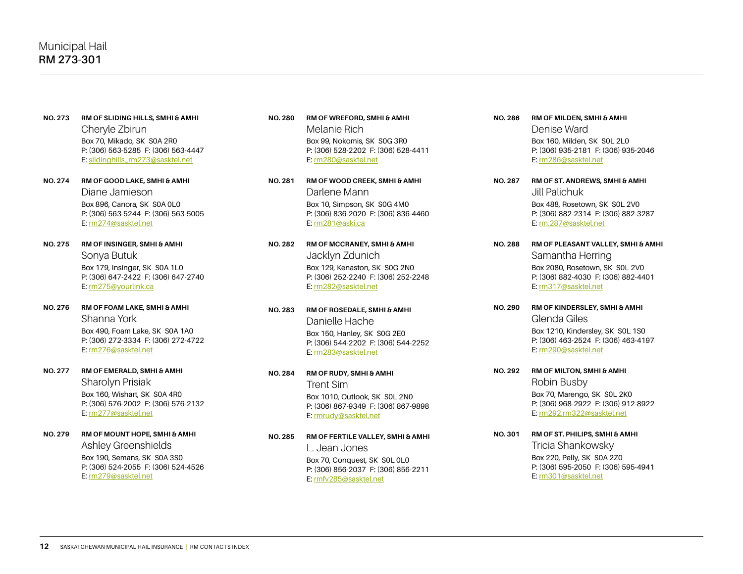# Municipal Hail
## RM 273-301

**NO. 273** **RM OF SLIDING HILLS, SMHI & AMHI**
Cheryle Zbirun
Box 70, Mikado, SK S0A 2R0
P: (306) 563-5285 F: (306) 563-4447
E: slidinghills_rm273@sasktel.net

**NO. 274** **RM OF GOOD LAKE, SMHI & AMHI**
Diane Jamieson
Box 896, Canora, SK S0A 0L0
P: (306) 563-5244 F: (306) 563-5005
E: rm274@sasktel.net

**NO. 275** **RM OF INSINGER, SMHI & AMHI**
Sonya Butuk
Box 179, Insinger, SK S0A 1L0
P: (306) 647-2422 F: (306) 647-2740
E: rm275@yourlink.ca

**NO. 276** **RM OF FOAM LAKE, SMHI & AMHI**
Shanna York
Box 490, Foam Lake, SK S0A 1A0
P: (306) 272-3334 F: (306) 272-4722
E: rm276@sasktel.net

**NO. 277** **RM OF EMERALD, SMHI & AMHI**
Sharolyn Prisiak
Box 160, Wishart, SK S0A 4R0
P: (306) 576-2002 F: (306) 576-2132
E: rm277@sasktel.net

**NO. 279** **RM OF MOUNT HOPE, SMHI & AMHI**
Ashley Greenshields
Box 190, Semans, SK S0A 3S0
P: (306) 524-2055 F: (306) 524-4526
E: rm279@sasktel.net

**NO. 280** **RM OF WREFORD, SMHI & AMHI**
Melanie Rich
Box 99, Nokomis, SK S0G 3R0
P: (306) 528-2202 F: (306) 528-4411
E: rm280@sasktel.net

**NO. 281** **RM OF WOOD CREEK, SMHI & AMHI**
Darlene Mann
Box 10, Simpson, SK S0G 4M0
P: (306) 836-2020 F: (306) 836-4460
E: rm281@aski.ca

**NO. 282** **RM OF MCCRANEY, SMHI & AMHI**
Jacklyn Zdunich
Box 129, Kenaston, SK S0G 2N0
P: (306) 252-2240 F: (306) 252-2248
E: rm282@sasktel.net

**NO. 283** **RM OF ROSEDALE, SMHI & AMHI**
Danielle Hache
Box 150, Hanley, SK S0G 2E0
P: (306) 544-2202 F: (306) 544-2252
E: rm283@sasktel.net

**NO. 284** **RM OF RUDY, SMHI & AMHI**
Trent Sim
Box 1010, Outlook, SK S0L 2N0
P: (306) 867-9349 F: (306) 867-9898
E: rmrudy@sasktel.net

**NO. 285** **RM OF FERTILE VALLEY, SMHI & AMHI**
L. Jean Jones
Box 70, Conquest, SK S0L 0L0
P: (306) 856-2037 F: (306) 856-2211
E: rmfv285@sasktel.net

**NO. 286** **RM OF MILDEN, SMHI & AMHI**
Denise Ward
Box 160, Milden, SK S0L 2L0
P: (306) 935-2181 F: (306) 935-2046
E: rm286@sasktel.net

**NO. 287** **RM OF ST. ANDREWS, SMHI & AMHI**
Jill Palichuk
Box 488, Rosetown, SK S0L 2V0
P: (306) 882-2314 F: (306) 882-3287
E: rm.287@sasktel.net

**NO. 288** **RM OF PLEASANT VALLEY, SMHI & AMHI**
Samantha Herring
Box 2080, Rosetown, SK S0L 2V0
P: (306) 882-4030 F: (306) 882-4401
E: rm317@sasktel.net

**NO. 290** **RM OF KINDERSLEY, SMHI & AMHI**
Glenda Giles
Box 1210, Kindersley, SK S0L 1S0
P: (306) 463-2524 F: (306) 463-4197
E: rm290@sasktel.net

**NO. 292** **RM OF MILTON, SMHI & AMHI**
Robin Busby
Box 70, Marengo, SK S0L 2K0
P: (306) 968-2922 F: (306) 912-8922
E: rm292.rm322@sasktel.net

**NO. 301** **RM OF ST. PHILIPS, SMHI & AMHI**
Tricia Shankowsky
Box 220, Pelly, SK S0A 2Z0
P: (306) 595-2050 F: (306) 595-4941
E: rm301@sasktel.net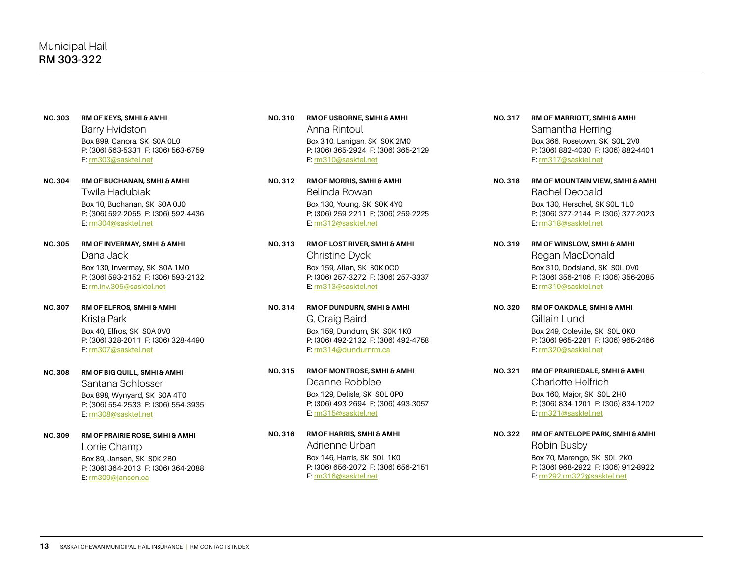# Municipal Hail
## RM 303-322

**NO. 303** **RM OF KEYS, SMHI & AMHI**
Barry Hvidston
Box 899, Canora, SK S0A 0L0
P: (306) 563-5331 F: (306) 563-6759
E: rm303@sasktel.net

**NO. 304** **RM OF BUCHANAN, SMHI & AMHI**
Twila Hadubiak
Box 10, Buchanan, SK S0A 0J0
P: (306) 592-2055 F: (306) 592-4436
E: rm304@sasktel.net

**NO. 305** **RM OF INVERMAY, SMHI & AMHI**
Dana Jack
Box 130, Invermay, SK S0A 1M0
P: (306) 593-2152 F: (306) 593-2132
E: rm.inv.305@sasktel.net

**NO. 307** **RM OF ELFROS, SMHI & AMHI**
Krista Park
Box 40, Elfros, SK S0A 0V0
P: (306) 328-2011 F: (306) 328-4490
E: rm307@sasktel.net

**NO. 308** **RM OF BIG QUILL, SMHI & AMHI**
Santana Schlosser
Box 898, Wynyard, SK S0A 4T0
P: (306) 554-2533 F: (306) 554-3935
E: rm308@sasktel.net

**NO. 309** **RM OF PRAIRIE ROSE, SMHI & AMHI**
Lorrie Champ
Box 89, Jansen, SK S0K 2B0
P: (306) 364-2013 F: (306) 364-2088
E: rm309@jansen.ca

**NO. 310** **RM OF USBORNE, SMHI & AMHI**
Anna Rintoul
Box 310, Lanigan, SK S0K 2M0
P: (306) 365-2924 F: (306) 365-2129
E: rm310@sasktel.net

**NO. 312** **RM OF MORRIS, SMHI & AMHI**
Belinda Rowan
Box 130, Young, SK S0K 4Y0
P: (306) 259-2211 F: (306) 259-2225
E: rm312@sasktel.net

**NO. 313** **RM OF LOST RIVER, SMHI & AMHI**
Christine Dyck
Box 159, Allan, SK S0K 0C0
P: (306) 257-3272 F: (306) 257-3337
E: rm313@sasktel.net

**NO. 314** **RM OF DUNDURN, SMHI & AMHI**
G. Craig Baird
Box 159, Dundurn, SK S0K 1K0
P: (306) 492-2132 F: (306) 492-4758
E: rm314@dundurnrm.ca

**NO. 315** **RM OF MONTROSE, SMHI & AMHI**
Deanne Robblee
Box 129, Delisle, SK S0L 0P0
P: (306) 493-2694 F: (306) 493-3057
E: rm315@sasktel.net

**NO. 316** **RM OF HARRIS, SMHI & AMHI**
Adrienne Urban
Box 146, Harris, SK S0L 1K0
P: (306) 656-2072 F: (306) 656-2151
E: rm316@sasktel.net

**NO. 317** **RM OF MARRIOTT, SMHI & AMHI**
Samantha Herring
Box 366, Rosetown, SK S0L 2V0
P: (306) 882-4030 F: (306) 882-4401
E: rm317@sasktel.net

**NO. 318** **RM OF MOUNTAIN VIEW, SMHI & AMHI**
Rachel Deobald
Box 130, Herschel, SK S0L 1L0
P: (306) 377-2144 F: (306) 377-2023
E: rm318@sasktel.net

**NO. 319** **RM OF WINSLOW, SMHI & AMHI**
Regan MacDonald
Box 310, Dodsland, SK S0L 0V0
P: (306) 356-2106 F: (306) 356-2085
E: rm319@sasktel.net

**NO. 320** **RM OF OAKDALE, SMHI & AMHI**
Gillain Lund
Box 249, Coleville, SK S0L 0K0
P: (306) 965-2281 F: (306) 965-2466
E: rm320@sasktel.net

**NO. 321** **RM OF PRAIRIEDALE, SMHI & AMHI**
Charlotte Helfrich
Box 160, Major, SK S0L 2H0
P: (306) 834-1201 F: (306) 834-1202
E: rm321@sasktel.net

**NO. 322** **RM OF ANTELOPE PARK, SMHI & AMHI**
Robin Busby
Box 70, Marengo, SK S0L 2K0
P: (306) 968-2922 F: (306) 912-8922
E: rm292.rm322@sasktel.net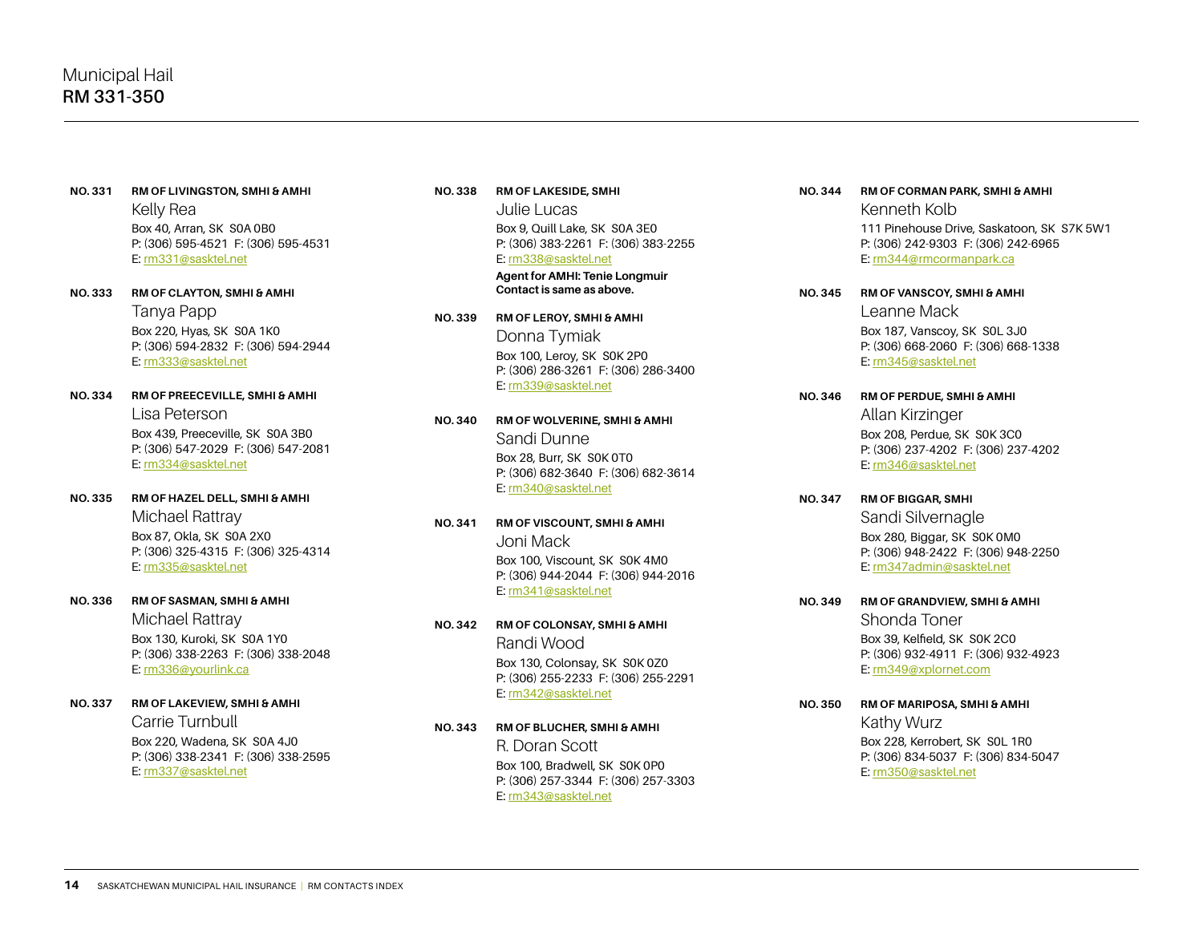Municipal Hail
**RM 331-350**

**NO. 331** **RM OF LIVINGSTON, SMHI & AMHI**
Kelly Rea
Box 40, Arran, SK S0A 0B0
P: (306) 595-4521 F: (306) 595-4531
E: rm331@sasktel.net

**NO. 333** **RM OF CLAYTON, SMHI & AMHI**
Tanya Papp
Box 220, Hyas, SK S0A 1K0
P: (306) 594-2832 F: (306) 594-2944
E: rm333@sasktel.net

**NO. 334** **RM OF PREECEVILLE, SMHI & AMHI**
Lisa Peterson
Box 439, Preeceville, SK S0A 3B0
P: (306) 547-2029 F: (306) 547-2081
E: rm334@sasktel.net

**NO. 335** **RM OF HAZEL DELL, SMHI & AMHI**
Michael Rattray
Box 87, Okla, SK S0A 2X0
P: (306) 325-4315 F: (306) 325-4314
E: rm335@sasktel.net

**NO. 336** **RM OF SASMAN, SMHI & AMHI**
Michael Rattray
Box 130, Kuroki, SK S0A 1Y0
P: (306) 338-2263 F: (306) 338-2048
E: rm336@yourlink.ca

**NO. 337** **RM OF LAKEVIEW, SMHI & AMHI**
Carrie Turnbull
Box 220, Wadena, SK S0A 4J0
P: (306) 338-2341 F: (306) 338-2595
E: rm337@sasktel.net

**NO. 338** **RM OF LAKESIDE, SMHI**
Julie Lucas
Box 9, Quill Lake, SK S0A 3E0
P: (306) 383-2261 F: (306) 383-2255
E: rm338@sasktel.net
**Agent for AMHI: Tenie Longmuir**
**Contact is same as above.**

**NO. 339** **RM OF LEROY, SMHI & AMHI**
Donna Tymiak
Box 100, Leroy, SK S0K 2P0
P: (306) 286-3261 F: (306) 286-3400
E: rm339@sasktel.net

**NO. 340** **RM OF WOLVERINE, SMHI & AMHI**
Sandi Dunne
Box 28, Burr, SK S0K 0T0
P: (306) 682-3640 F: (306) 682-3614
E: rm340@sasktel.net

**NO. 341** **RM OF VISCOUNT, SMHI & AMHI**
Joni Mack
Box 100, Viscount, SK S0K 4M0
P: (306) 944-2044 F: (306) 944-2016
E: rm341@sasktel.net

**NO. 342** **RM OF COLONSAY, SMHI & AMHI**
Randi Wood
Box 130, Colonsay, SK S0K 0Z0
P: (306) 255-2233 F: (306) 255-2291
E: rm342@sasktel.net

**NO. 343** **RM OF BLUCHER, SMHI & AMHI**
R. Doran Scott
Box 100, Bradwell, SK S0K 0P0
P: (306) 257-3344 F: (306) 257-3303
E: rm343@sasktel.net

**NO. 344** **RM OF CORMAN PARK, SMHI & AMHI**
Kenneth Kolb
111 Pinehouse Drive, Saskatoon, SK S7K 5W1
P: (306) 242-9303 F: (306) 242-6965
E: rm344@rmcormanpark.ca

**NO. 345** **RM OF VANSCOY, SMHI & AMHI**
Leanne Mack
Box 187, Vanscoy, SK S0L 3J0
P: (306) 668-2060 F: (306) 668-1338
E: rm345@sasktel.net

**NO. 346** **RM OF PERDUE, SMHI & AMHI**
Allan Kirzinger
Box 208, Perdue, SK S0K 3C0
P: (306) 237-4202 F: (306) 237-4202
E: rm346@sasktel.net

**NO. 347** **RM OF BIGGAR, SMHI**
Sandi Silvernagle
Box 280, Biggar, SK S0K 0M0
P: (306) 948-2422 F: (306) 948-2250
E: rm347admin@sasktel.net

**NO. 349** **RM OF GRANDVIEW, SMHI & AMHI**
Shonda Toner
Box 39, Kelfield, SK S0K 2C0
P: (306) 932-4911 F: (306) 932-4923
E: rm349@xplornet.com

**NO. 350** **RM OF MARIPOSA, SMHI & AMHI**
Kathy Wurz
Box 228, Kerrobert, SK S0L 1R0
P: (306) 834-5037 F: (306) 834-5047
E: rm350@sasktel.net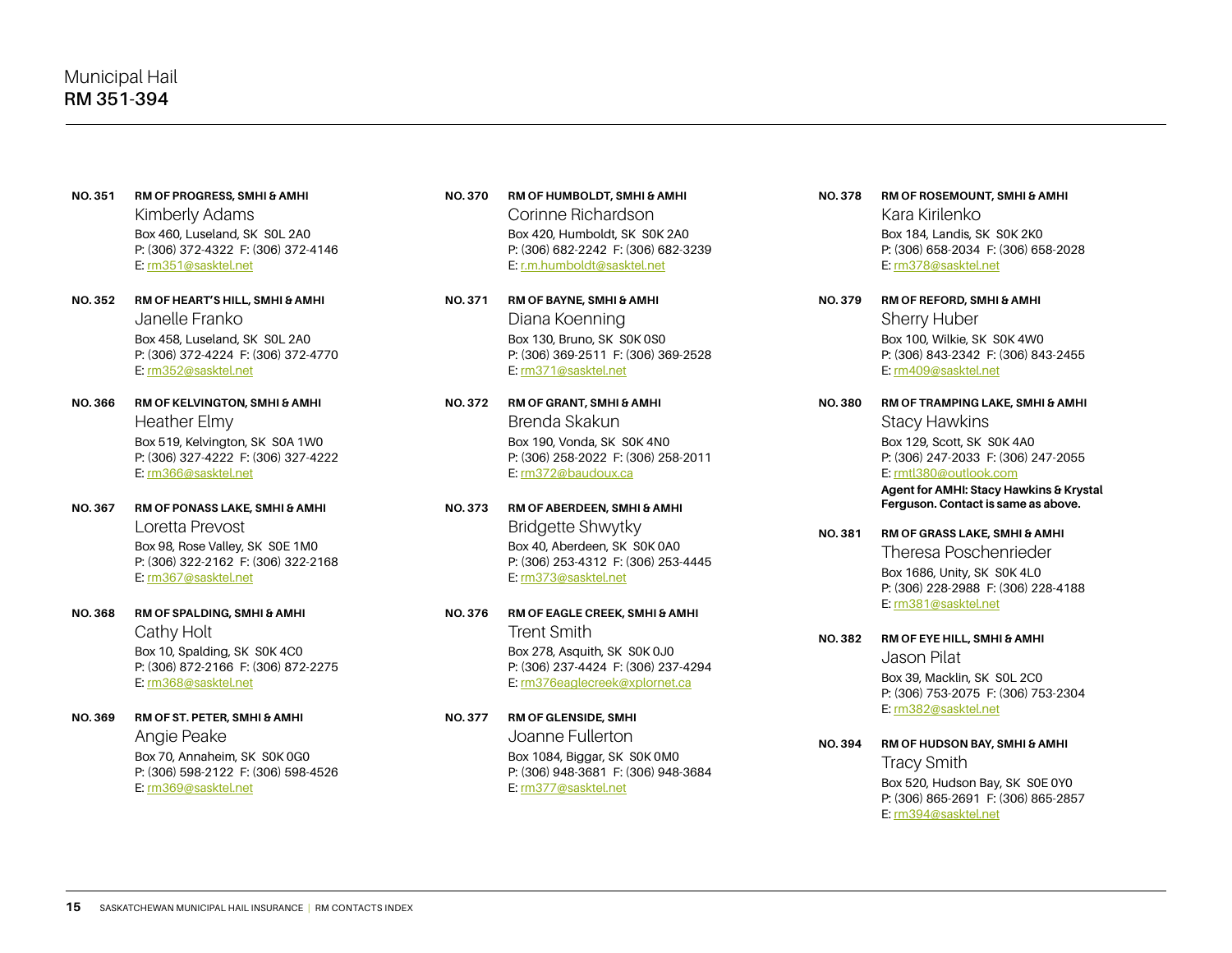# Municipal Hail
## RM 351-394

**NO. 351** **RM OF PROGRESS, SMHI & AMHI**
Kimberly Adams
Box 460, Luseland, SK S0L 2A0
P: (306) 372-4322 F: (306) 372-4146
E: rm351@sasktel.net

**NO. 352** **RM OF HEART'S HILL, SMHI & AMHI**
Janelle Franko
Box 458, Luseland, SK S0L 2A0
P: (306) 372-4224 F: (306) 372-4770
E: rm352@sasktel.net

**NO. 366** **RM OF KELVINGTON, SMHI & AMHI**
Heather Elmy
Box 519, Kelvington, SK S0A 1W0
P: (306) 327-4222 F: (306) 327-4222
E: rm366@sasktel.net

**NO. 367** **RM OF PONASS LAKE, SMHI & AMHI**
Loretta Prevost
Box 98, Rose Valley, SK S0E 1M0
P: (306) 322-2162 F: (306) 322-2168
E: rm367@sasktel.net

**NO. 368** **RM OF SPALDING, SMHI & AMHI**
Cathy Holt
Box 10, Spalding, SK S0K 4C0
P: (306) 872-2166 F: (306) 872-2275
E: rm368@sasktel.net

**NO. 369** **RM OF ST. PETER, SMHI & AMHI**
Angie Peake
Box 70, Annaheim, SK S0K 0G0
P: (306) 598-2122 F: (306) 598-4526
E: rm369@sasktel.net

**NO. 370** **RM OF HUMBOLDT, SMHI & AMHI**
Corinne Richardson
Box 420, Humboldt, SK S0K 2A0
P: (306) 682-2242 F: (306) 682-3239
E: r.m.humboldt@sasktel.net

**NO. 371** **RM OF BAYNE, SMHI & AMHI**
Diana Koenning
Box 130, Bruno, SK S0K 0S0
P: (306) 369-2511 F: (306) 369-2528
E: rm371@sasktel.net

**NO. 372** **RM OF GRANT, SMHI & AMHI**
Brenda Skakun
Box 190, Vonda, SK S0K 4N0
P: (306) 258-2022 F: (306) 258-2011
E: rm372@baudoux.ca

**NO. 373** **RM OF ABERDEEN, SMHI & AMHI**
Bridgette Shwytky
Box 40, Aberdeen, SK S0K 0A0
P: (306) 253-4312 F: (306) 253-4445
E: rm373@sasktel.net

**NO. 376** **RM OF EAGLE CREEK, SMHI & AMHI**
Trent Smith
Box 278, Asquith, SK S0K 0J0
P: (306) 237-4424 F: (306) 237-4294
E: rm376eaglecreek@xplornet.ca

**NO. 377** **RM OF GLENSIDE, SMHI**
Joanne Fullerton
Box 1084, Biggar, SK S0K 0M0
P: (306) 948-3681 F: (306) 948-3684
E: rm377@sasktel.net

**NO. 378** **RM OF ROSEMOUNT, SMHI & AMHI**
Kara Kirilenko
Box 184, Landis, SK S0K 2K0
P: (306) 658-2034 F: (306) 658-2028
E: rm378@sasktel.net

**NO. 379** **RM OF REFORD, SMHI & AMHI**
Sherry Huber
Box 100, Wilkie, SK S0K 4W0
P: (306) 843-2342 F: (306) 843-2455
E: rm409@sasktel.net

**NO. 380** **RM OF TRAMPING LAKE, SMHI & AMHI**
Stacy Hawkins
Box 129, Scott, SK S0K 4A0
P: (306) 247-2033 F: (306) 247-2055
E: rmtl380@outlook.com
**Agent for AMHI: Stacy Hawkins & Krystal Ferguson. Contact is same as above.**

**NO. 381** **RM OF GRASS LAKE, SMHI & AMHI**
Theresa Poschenrieder
Box 1686, Unity, SK S0K 4L0
P: (306) 228-2988 F: (306) 228-4188
E: rm381@sasktel.net

**NO. 382** **RM OF EYE HILL, SMHI & AMHI**
Jason Pilat
Box 39, Macklin, SK S0L 2C0
P: (306) 753-2075 F: (306) 753-2304
E: rm382@sasktel.net

**NO. 394** **RM OF HUDSON BAY, SMHI & AMHI**
Tracy Smith
Box 520, Hudson Bay, SK S0E 0Y0
P: (306) 865-2691 F: (306) 865-2857
E: rm394@sasktel.net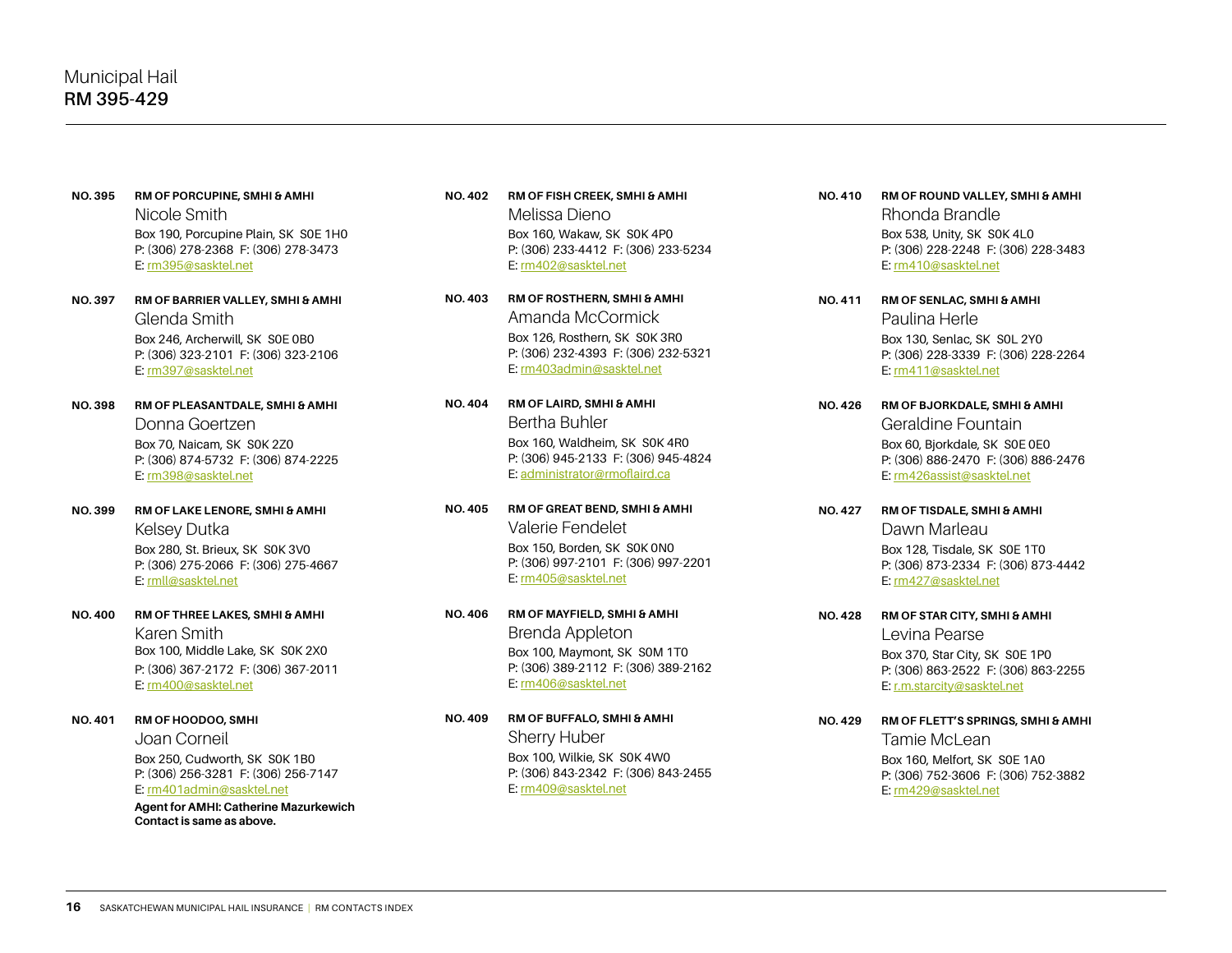Municipal Hail
**RM 395-429**

**NO. 395** **RM OF PORCUPINE, SMHI & AMHI**
Nicole Smith
Box 190, Porcupine Plain, SK S0E 1H0
P: (306) 278-2368 F: (306) 278-3473
E: rm395@sasktel.net

**NO. 397** **RM OF BARRIER VALLEY, SMHI & AMHI**
Glenda Smith
Box 246, Archerwill, SK S0E 0B0
P: (306) 323-2101 F: (306) 323-2106
E: rm397@sasktel.net

**NO. 398** **RM OF PLEASANTDALE, SMHI & AMHI**
Donna Goertzen
Box 70, Naicam, SK S0K 2Z0
P: (306) 874-5732 F: (306) 874-2225
E: rm398@sasktel.net

**NO. 399** **RM OF LAKE LENORE, SMHI & AMHI**
Kelsey Dutka
Box 280, St. Brieux, SK S0K 3V0
P: (306) 275-2066 F: (306) 275-4667
E: rmll@sasktel.net

**NO. 400** **RM OF THREE LAKES, SMHI & AMHI**
Karen Smith
Box 100, Middle Lake, SK S0K 2X0
P: (306) 367-2172 F: (306) 367-2011
E: rm400@sasktel.net

**NO. 401** **RM OF HOODOO, SMHI**
Joan Corneil
Box 250, Cudworth, SK S0K 1B0
P: (306) 256-3281 F: (306) 256-7147
E: rm401admin@sasktel.net
**Agent for AMHI: Catherine Mazurkewich**
**Contact is same as above.**

**NO. 402** **RM OF FISH CREEK, SMHI & AMHI**
Melissa Dieno
Box 160, Wakaw, SK S0K 4P0
P: (306) 233-4412 F: (306) 233-5234
E: rm402@sasktel.net

**NO. 403** **RM OF ROSTHERN, SMHI & AMHI**
Amanda McCormick
Box 126, Rosthern, SK S0K 3R0
P: (306) 232-4393 F: (306) 232-5321
E: rm403admin@sasktel.net

**NO. 404** **RM OF LAIRD, SMHI & AMHI**
Bertha Buhler
Box 160, Waldheim, SK S0K 4R0
P: (306) 945-2133 F: (306) 945-4824
E: administrator@rmoflaird.ca

**NO. 405** **RM OF GREAT BEND, SMHI & AMHI**
Valerie Fendelet
Box 150, Borden, SK S0K 0N0
P: (306) 997-2101 F: (306) 997-2201
E: rm405@sasktel.net

**NO. 406** **RM OF MAYFIELD, SMHI & AMHI**
Brenda Appleton
Box 100, Maymont, SK S0M 1T0
P: (306) 389-2112 F: (306) 389-2162
E: rm406@sasktel.net

**NO. 409** **RM OF BUFFALO, SMHI & AMHI**
Sherry Huber
Box 100, Wilkie, SK S0K 4W0
P: (306) 843-2342 F: (306) 843-2455
E: rm409@sasktel.net

**NO. 410** **RM OF ROUND VALLEY, SMHI & AMHI**
Rhonda Brandle
Box 538, Unity, SK S0K 4L0
P: (306) 228-2248 F: (306) 228-3483
E: rm410@sasktel.net

**NO. 411** **RM OF SENLAC, SMHI & AMHI**
Paulina Herle
Box 130, Senlac, SK S0L 2Y0
P: (306) 228-3339 F: (306) 228-2264
E: rm411@sasktel.net

**NO. 426** **RM OF BJORKDALE, SMHI & AMHI**
Geraldine Fountain
Box 60, Bjorkdale, SK S0E 0E0
P: (306) 886-2470 F: (306) 886-2476
E: rm426assist@sasktel.net

**NO. 427** **RM OF TISDALE, SMHI & AMHI**
Dawn Marleau
Box 128, Tisdale, SK S0E 1T0
P: (306) 873-2334 F: (306) 873-4442
E: rm427@sasktel.net

**NO. 428** **RM OF STAR CITY, SMHI & AMHI**
Levina Pearse
Box 370, Star City, SK S0E 1P0
P: (306) 863-2522 F: (306) 863-2255
E: r.m.starcity@sasktel.net

**NO. 429** **RM OF FLETT'S SPRINGS, SMHI & AMHI**
Tamie McLean
Box 160, Melfort, SK S0E 1A0
P: (306) 752-3606 F: (306) 752-3882
E: rm429@sasktel.net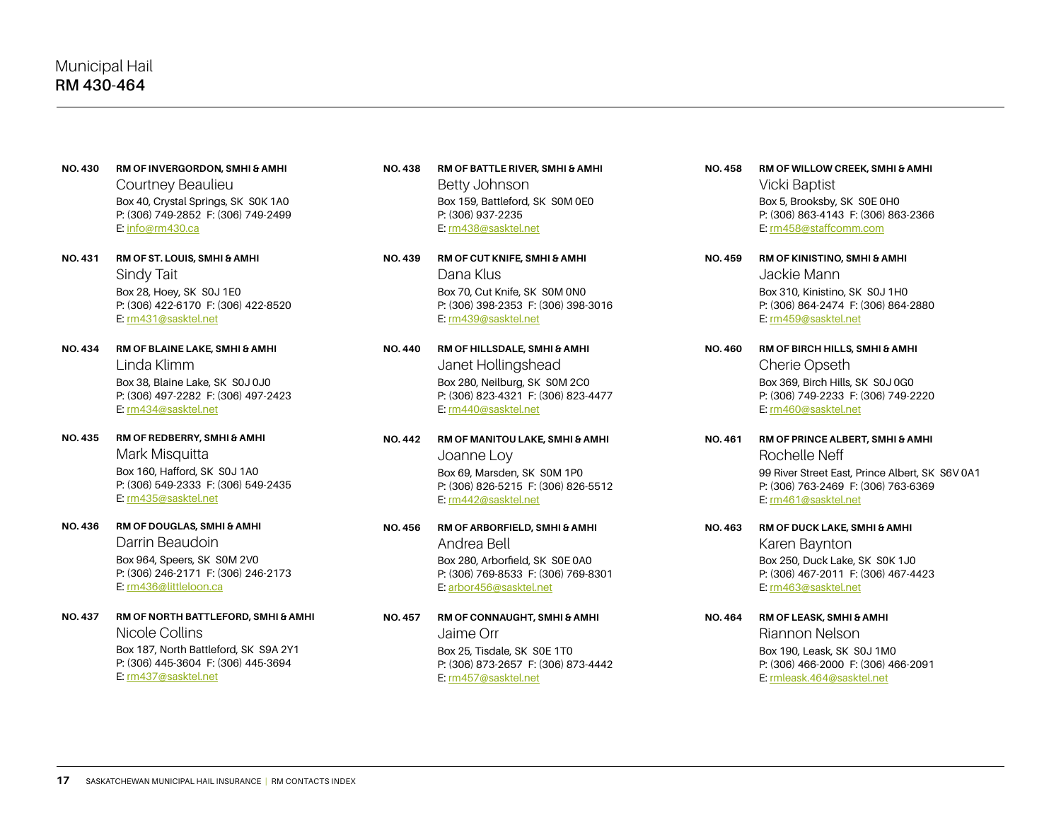Municipal Hail
**RM 430-464**

**NO. 430** **RM OF INVERGORDON, SMHI & AMHI**
Courtney Beaulieu
Box 40, Crystal Springs, SK S0K 1A0
P: (306) 749-2852 F: (306) 749-2499
E: info@rm430.ca

**NO. 431** **RM OF ST. LOUIS, SMHI & AMHI**
Sindy Tait
Box 28, Hoey, SK S0J 1E0
P: (306) 422-6170 F: (306) 422-8520
E: rm431@sasktel.net

**NO. 434** **RM OF BLAINE LAKE, SMHI & AMHI**
Linda Klimm
Box 38, Blaine Lake, SK S0J 0J0
P: (306) 497-2282 F: (306) 497-2423
E: rm434@sasktel.net

**NO. 435** **RM OF REDBERRY, SMHI & AMHI**
Mark Misquitta
Box 160, Hafford, SK S0J 1A0
P: (306) 549-2333 F: (306) 549-2435
E: rm435@sasktel.net

**NO. 436** **RM OF DOUGLAS, SMHI & AMHI**
Darrin Beaudoin
Box 964, Speers, SK S0M 2V0
P: (306) 246-2171 F: (306) 246-2173
E: rm436@littleloon.ca

**NO. 437** **RM OF NORTH BATTLEFORD, SMHI & AMHI**
Nicole Collins
Box 187, North Battleford, SK S9A 2Y1
P: (306) 445-3604 F: (306) 445-3694
E: rm437@sasktel.net

**NO. 438** **RM OF BATTLE RIVER, SMHI & AMHI**
Betty Johnson
Box 159, Battleford, SK S0M 0E0
P: (306) 937-2235
E: rm438@sasktel.net

**NO. 439** **RM OF CUT KNIFE, SMHI & AMHI**
Dana Klus
Box 70, Cut Knife, SK S0M 0N0
P: (306) 398-2353 F: (306) 398-3016
E: rm439@sasktel.net

**NO. 440** **RM OF HILLSDALE, SMHI & AMHI**
Janet Hollingshead
Box 280, Neilburg, SK S0M 2C0
P: (306) 823-4321 F: (306) 823-4477
E: rm440@sasktel.net

**NO. 442** **RM OF MANITOU LAKE, SMHI & AMHI**
Joanne Loy
Box 69, Marsden, SK S0M 1P0
P: (306) 826-5215 F: (306) 826-5512
E: rm442@sasktel.net

**NO. 456** **RM OF ARBORFIELD, SMHI & AMHI**
Andrea Bell
Box 280, Arborfield, SK S0E 0A0
P: (306) 769-8533 F: (306) 769-8301
E: arbor456@sasktel.net

**NO. 457** **RM OF CONNAUGHT, SMHI & AMHI**
Jaime Orr
Box 25, Tisdale, SK S0E 1T0
P: (306) 873-2657 F: (306) 873-4442
E: rm457@sasktel.net

**NO. 458** **RM OF WILLOW CREEK, SMHI & AMHI**
Vicki Baptist
Box 5, Brooksby, SK S0E 0H0
P: (306) 863-4143 F: (306) 863-2366
E: rm458@staffcomm.com

**NO. 459** **RM OF KINISTINO, SMHI & AMHI**
Jackie Mann
Box 310, Kinistino, SK S0J 1H0
P: (306) 864-2474 F: (306) 864-2880
E: rm459@sasktel.net

**NO. 460** **RM OF BIRCH HILLS, SMHI & AMHI**
Cherie Opseth
Box 369, Birch Hills, SK S0J 0G0
P: (306) 749-2233 F: (306) 749-2220
E: rm460@sasktel.net

**NO. 461** **RM OF PRINCE ALBERT, SMHI & AMHI**
Rochelle Neff
99 River Street East, Prince Albert, SK S6V 0A1
P: (306) 763-2469 F: (306) 763-6369
E: rm461@sasktel.net

**NO. 463** **RM OF DUCK LAKE, SMHI & AMHI**
Karen Baynton
Box 250, Duck Lake, SK S0K 1J0
P: (306) 467-2011 F: (306) 467-4423
E: rm463@sasktel.net

**NO. 464** **RM OF LEASK, SMHI & AMHI**
Riannon Nelson
Box 190, Leask, SK S0J 1M0
P: (306) 466-2000 F: (306) 466-2091
E: rmleask.464@sasktel.net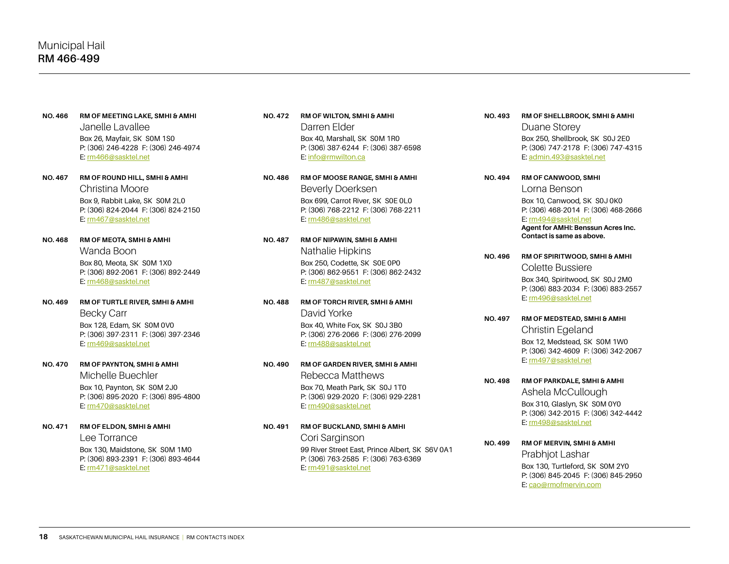Municipal Hail
**RM 466-499**

**NO. 466** **RM OF MEETING LAKE, SMHI & AMHI**
Janelle Lavallee
Box 26, Mayfair, SK S0M 1S0
P: (306) 246-4228 F: (306) 246-4974
E: rm466@sasktel.net

**NO. 467** **RM OF ROUND HILL, SMHI & AMHI**
Christina Moore
Box 9, Rabbit Lake, SK S0M 2L0
P: (306) 824-2044 F: (306) 824-2150
E: rm467@sasktel.net

**NO. 468** **RM OF MEOTA, SMHI & AMHI**
Wanda Boon
Box 80, Meota, SK S0M 1X0
P: (306) 892-2061 F: (306) 892-2449
E: rm468@sasktel.net

**NO. 469** **RM OF TURTLE RIVER, SMHI & AMHI**
Becky Carr
Box 128, Edam, SK S0M 0V0
P: (306) 397-2311 F: (306) 397-2346
E: rm469@sasktel.net

**NO. 470** **RM OF PAYNTON, SMHI & AMHI**
Michelle Buechler
Box 10, Paynton, SK S0M 2J0
P: (306) 895-2020 F: (306) 895-4800
E: rm470@sasktel.net

**NO. 471** **RM OF ELDON, SMHI & AMHI**
Lee Torrance
Box 130, Maidstone, SK S0M 1M0
P: (306) 893-2391 F: (306) 893-4644
E: rm471@sasktel.net

**NO. 472** **RM OF WILTON, SMHI & AMHI**
Darren Elder
Box 40, Marshall, SK S0M 1R0
P: (306) 387-6244 F: (306) 387-6598
E: info@rmwilton.ca

**NO. 486** **RM OF MOOSE RANGE, SMHI & AMHI**
Beverly Doerksen
Box 699, Carrot River, SK S0E 0L0
P: (306) 768-2212 F: (306) 768-2211
E: rm486@sasktel.net

**NO. 487** **RM OF NIPAWIN, SMHI & AMHI**
Nathalie Hipkins
Box 250, Codette, SK S0E 0P0
P: (306) 862-9551 F: (306) 862-2432
E: rm487@sasktel.net

**NO. 488** **RM OF TORCH RIVER, SMHI & AMHI**
David Yorke
Box 40, White Fox, SK S0J 3B0
P: (306) 276-2066 F: (306) 276-2099
E: rm488@sasktel.net

**NO. 490** **RM OF GARDEN RIVER, SMHI & AMHI**
Rebecca Matthews
Box 70, Meath Park, SK S0J 1T0
P: (306) 929-2020 F: (306) 929-2281
E: rm490@sasktel.net

**NO. 491** **RM OF BUCKLAND, SMHI & AMHI**
Cori Sarginson
99 River Street East, Prince Albert, SK S6V 0A1
P: (306) 763-2585 F: (306) 763-6369
E: rm491@sasktel.net

**NO. 493** **RM OF SHELLBROOK, SMHI & AMHI**
Duane Storey
Box 250, Shellbrook, SK S0J 2E0
P: (306) 747-2178 F: (306) 747-4315
E: admin.493@sasktel.net

**NO. 494** **RM OF CANWOOD, SMHI**
Lorna Benson
Box 10, Canwood, SK S0J 0K0
P: (306) 468-2014 F: (306) 468-2666
E: rm494@sasktel.net
**Agent for AMHI: Benssun Acres Inc.**
**Contact is same as above.**

**NO. 496** **RM OF SPIRITWOOD, SMHI & AMHI**
Colette Bussiere
Box 340, Spiritwood, SK S0J 2M0
P: (306) 883-2034 F: (306) 883-2557
E: rm496@sasktel.net

**NO. 497** **RM OF MEDSTEAD, SMHI & AMHI**
Christin Egeland
Box 12, Medstead, SK S0M 1W0
P: (306) 342-4609 F: (306) 342-2067
E: rm497@sasktel.net

**NO. 498** **RM OF PARKDALE, SMHI & AMHI**
Ashela McCullough
Box 310, Glaslyn, SK S0M 0Y0
P: (306) 342-2015 F: (306) 342-4442
E: rm498@sasktel.net

**NO. 499** **RM OF MERVIN, SMHI & AMHI**
Prabhjot Lashar
Box 130, Turtleford, SK S0M 2Y0
P: (306) 845-2045 F: (306) 845-2950
E: cao@rmofmervin.com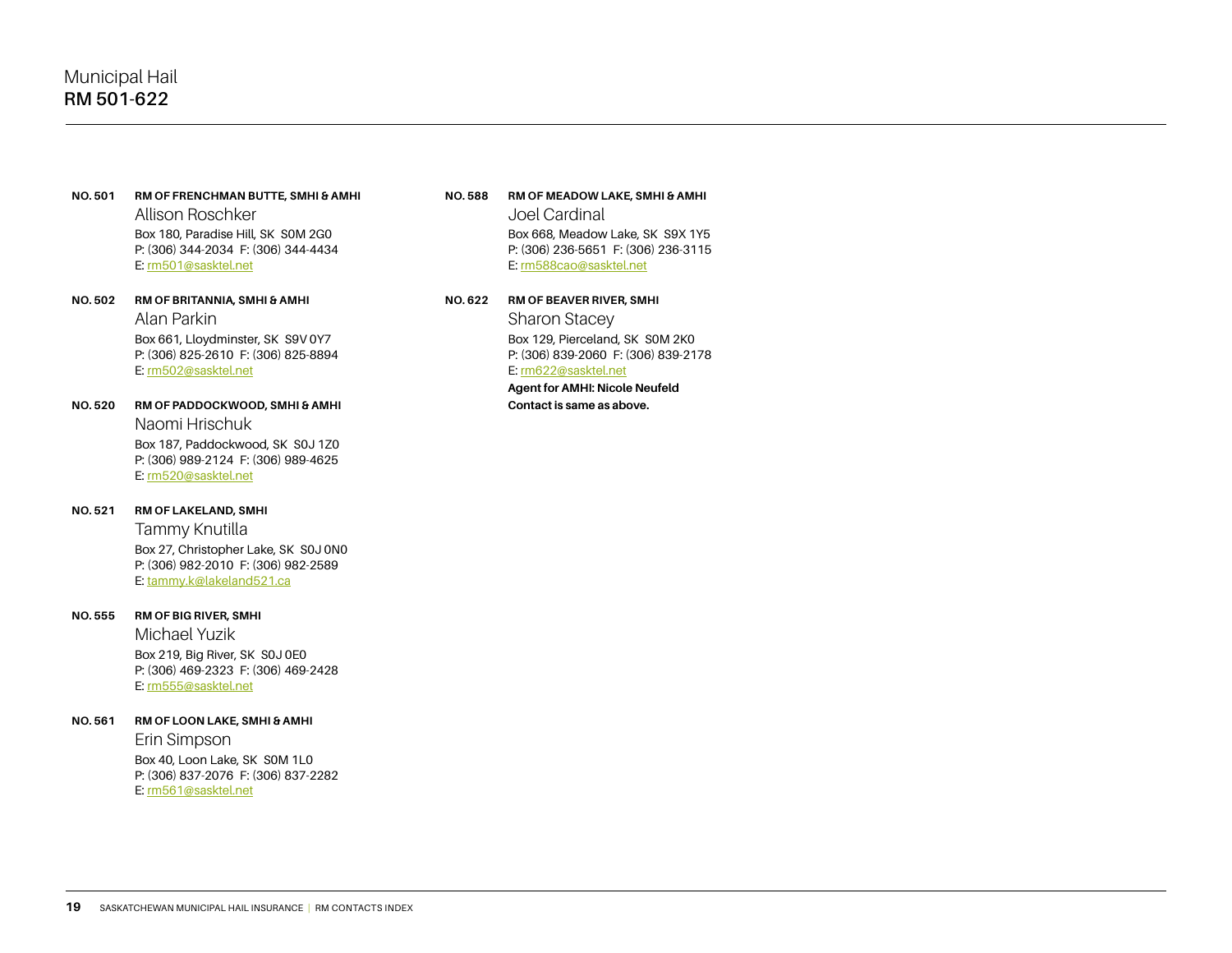Municipal Hail
**RM 501-622**

**NO. 501** **RM OF FRENCHMAN BUTTE, SMHI & AMHI**
Allison Roschker
Box 180, Paradise Hill, SK S0M 2G0
P: (306) 344-2034 F: (306) 344-4434
E: rm501@sasktel.net

**NO. 502** **RM OF BRITANNIA, SMHI & AMHI**
Alan Parkin
Box 661, Lloydminster, SK S9V 0Y7
P: (306) 825-2610 F: (306) 825-8894
E: rm502@sasktel.net

**NO. 520** **RM OF PADDOCKWOOD, SMHI & AMHI**
Naomi Hrischuk
Box 187, Paddockwood, SK S0J 1Z0
P: (306) 989-2124 F: (306) 989-4625
E: rm520@sasktel.net

**NO. 521** **RM OF LAKELAND, SMHI**
Tammy Knutilla
Box 27, Christopher Lake, SK S0J 0N0
P: (306) 982-2010 F: (306) 982-2589
E: tammy.k@lakeland521.ca

**NO. 555** **RM OF BIG RIVER, SMHI**
Michael Yuzik
Box 219, Big River, SK S0J 0E0
P: (306) 469-2323 F: (306) 469-2428
E: rm555@sasktel.net

**NO. 561** **RM OF LOON LAKE, SMHI & AMHI**
Erin Simpson
Box 40, Loon Lake, SK S0M 1L0
P: (306) 837-2076 F: (306) 837-2282
E: rm561@sasktel.net

**NO. 588** **RM OF MEADOW LAKE, SMHI & AMHI**
Joel Cardinal
Box 668, Meadow Lake, SK S9X 1Y5
P: (306) 236-5651 F: (306) 236-3115
E: rm588cao@sasktel.net

**NO. 622** **RM OF BEAVER RIVER, SMHI**
Sharon Stacey
Box 129, Pierceland, SK S0M 2K0
P: (306) 839-2060 F: (306) 839-2178
E: rm622@sasktel.net
**Agent for AMHI: Nicole Neufeld**
**Contact is same as above.**